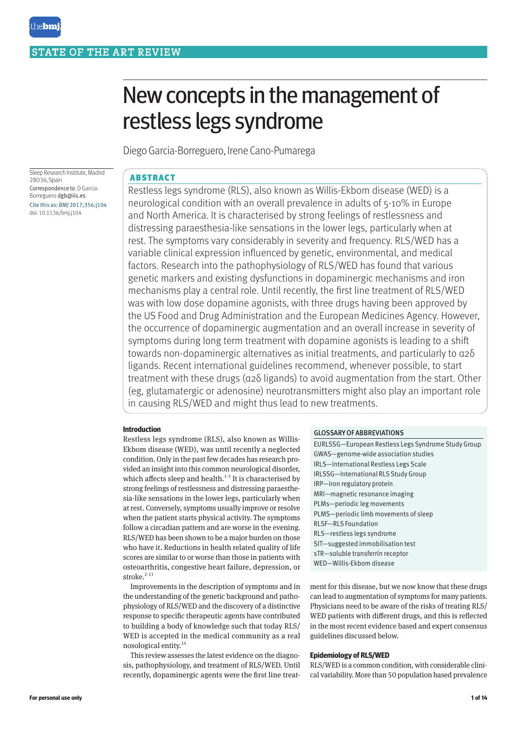STATE OF THE ART REVIEW

# New concepts in the management of restless legs syndrome

Diego Garcia-Borreguero, Irene Cano-Pumarega

Sleep Research Institute, Madrid 28036, Spain

Correspondence to: D Garcia-Borreguero dgb@iis.es

Cite this as: *BMJ* 2017;356:j104

doi: 10.1136/bmj.j104

## ABSTRACT

Restless legs syndrome (RLS), also known as Willis-Ekbom disease (WED) is a neurological condition with an overall prevalence in adults of 5-10% in Europe and North America. It is characterised by strong feelings of restlessness and distressing paraesthesia-like sensations in the lower legs, particularly when at rest. The symptoms vary considerably in severity and frequency. RLS/WED has a variable clinical expression influenced by genetic, environmental, and medical factors. Research into the pathophysiology of RLS/WED has found that various genetic markers and existing dysfunctions in dopaminergic mechanisms and iron mechanisms play a central role. Until recently, the first line treatment of RLS/WED was with low dose dopamine agonists, with three drugs having been approved by the US Food and Drug Administration and the European Medicines Agency. However, the occurrence of dopaminergic augmentation and an overall increase in severity of symptoms during long term treatment with dopamine agonists is leading to a shift towards non-dopaminergic alternatives as initial treatments, and particularly to α2δ ligands. Recent international guidelines recommend, whenever possible, to start treatment with these drugs (α2δ ligands) to avoid augmentation from the start. Other (eg, glutamatergic or adenosine) neurotransmitters might also play an important role in causing RLS/WED and might thus lead to new treatments.

### Introduction

Restless legs syndrome (RLS), also known as Willis-Ekbom disease (WED), was until recently a neglected condition. Only in the past few decades has research provided an insight into this common neurological disorder, which affects sleep and health.[1-3] It is characterised by strong feelings of restlessness and distressing paraesthesia-like sensations in the lower legs, particularly when at rest. Conversely, symptoms usually improve or resolve when the patient starts physical activity. The symptoms follow a circadian pattern and are worse in the evening. RLS/WED has been shown to be a major burden on those who have it. Reductions in health related quality of life scores are similar to or worse than those in patients with osteoarthritis, congestive heart failure, depression, or stroke.[2-13]

Improvements in the description of symptoms and in the understanding of the genetic background and pathophysiology of RLS/WED and the discovery of a distinctive response to specific therapeutic agents have contributed to building a body of knowledge such that today RLS/WED is accepted in the medical community as a real nosological entity.[14]

This review assesses the latest evidence on the diagnosis, pathophysiology, and treatment of RLS/WED. Until recently, dopaminergic agents were the first line treatment for this disease, but we now know that these drugs can lead to augmentation of symptoms for many patients. Physicians need to be aware of the risks of treating RLS/WED patients with different drugs, and this is reflected in the most recent evidence based and expert consensus guidelines discussed below.

**GLOSSARY OF ABBREVIATIONS**

- EURLSSG—European Restless Legs Syndrome Study Group
- GWAS—genome-wide association studies
- IRLS—International Restless Legs Scale
- IRLSSG—International RLS Study Group
- IRP—iron regulatory protein
- MRI—magnetic resonance imaging
- PLMs—periodic leg movements
- PLMS—periodic limb movements of sleep
- RLSF—RLS Foundation
- RLS—restless legs syndrome
- SIT—suggested immobilisation test
- sTR—soluble transferrin receptor
- WED—Willis-Ekbom disease

### Epidemiology of RLS/WED

RLS/WED is a common condition, with considerable clinical variability. More than 50 population based prevalence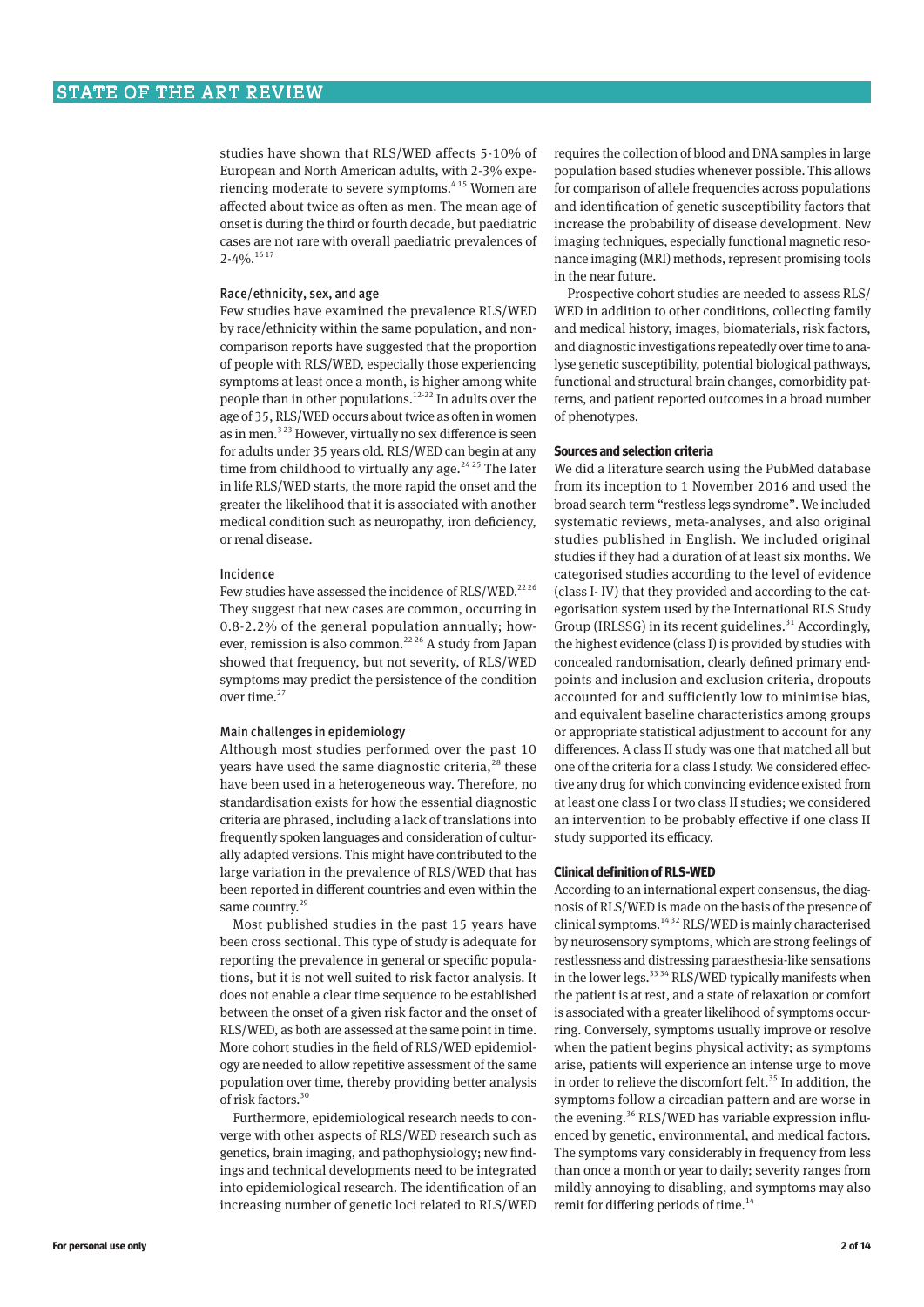studies have shown that RLS/WED affects 5-10% of European and North American adults, with 2-3% experiencing moderate to severe symptoms.[4 15] Women are affected about twice as often as men. The mean age of onset is during the third or fourth decade, but paediatric cases are not rare with overall paediatric prevalences of 2-4%.[16 17]

### Race/ethnicity, sex, and age

Few studies have examined the prevalence RLS/WED by race/ethnicity within the same population, and non-comparison reports have suggested that the proportion of people with RLS/WED, especially those experiencing symptoms at least once a month, is higher among white people than in other populations.[12-22] In adults over the age of 35, RLS/WED occurs about twice as often in women as in men.[3 23] However, virtually no sex difference is seen for adults under 35 years old. RLS/WED can begin at any time from childhood to virtually any age.[24 25] The later in life RLS/WED starts, the more rapid the onset and the greater the likelihood that it is associated with another medical condition such as neuropathy, iron deficiency, or renal disease.

### Incidence

Few studies have assessed the incidence of RLS/WED.[22 26] They suggest that new cases are common, occurring in 0.8-2.2% of the general population annually; however, remission is also common.[22 26] A study from Japan showed that frequency, but not severity, of RLS/WED symptoms may predict the persistence of the condition over time.[27]

### Main challenges in epidemiology

Although most studies performed over the past 10 years have used the same diagnostic criteria,[28] these have been used in a heterogeneous way. Therefore, no standardisation exists for how the essential diagnostic criteria are phrased, including a lack of translations into frequently spoken languages and consideration of culturally adapted versions. This might have contributed to the large variation in the prevalence of RLS/WED that has been reported in different countries and even within the same country.[29]

Most published studies in the past 15 years have been cross sectional. This type of study is adequate for reporting the prevalence in general or specific populations, but it is not well suited to risk factor analysis. It does not enable a clear time sequence to be established between the onset of a given risk factor and the onset of RLS/WED, as both are assessed at the same point in time. More cohort studies in the field of RLS/WED epidemiology are needed to allow repetitive assessment of the same population over time, thereby providing better analysis of risk factors.[30]

Furthermore, epidemiological research needs to converge with other aspects of RLS/WED research such as genetics, brain imaging, and pathophysiology; new findings and technical developments need to be integrated into epidemiological research. The identification of an increasing number of genetic loci related to RLS/WED requires the collection of blood and DNA samples in large population based studies whenever possible. This allows for comparison of allele frequencies across populations and identification of genetic susceptibility factors that increase the probability of disease development. New imaging techniques, especially functional magnetic resonance imaging (MRI) methods, represent promising tools in the near future.

Prospective cohort studies are needed to assess RLS/WED in addition to other conditions, collecting family and medical history, images, biomaterials, risk factors, and diagnostic investigations repeatedly over time to analyse genetic susceptibility, potential biological pathways, functional and structural brain changes, comorbidity patterns, and patient reported outcomes in a broad number of phenotypes.

## Sources and selection criteria

We did a literature search using the PubMed database from its inception to 1 November 2016 and used the broad search term "restless legs syndrome". We included systematic reviews, meta-analyses, and also original studies published in English. We included original studies if they had a duration of at least six months. We categorised studies according to the level of evidence (class I- IV) that they provided and according to the categorisation system used by the International RLS Study Group (IRLSSG) in its recent guidelines.[31] Accordingly, the highest evidence (class I) is provided by studies with concealed randomisation, clearly defined primary endpoints and inclusion and exclusion criteria, dropouts accounted for and sufficiently low to minimise bias, and equivalent baseline characteristics among groups or appropriate statistical adjustment to account for any differences. A class II study was one that matched all but one of the criteria for a class I study. We considered effective any drug for which convincing evidence existed from at least one class I or two class II studies; we considered an intervention to be probably effective if one class II study supported its efficacy.

## Clinical definition of RLS-WED

According to an international expert consensus, the diagnosis of RLS/WED is made on the basis of the presence of clinical symptoms.[14 32] RLS/WED is mainly characterised by neurosensory symptoms, which are strong feelings of restlessness and distressing paraesthesia-like sensations in the lower legs.[33 34] RLS/WED typically manifests when the patient is at rest, and a state of relaxation or comfort is associated with a greater likelihood of symptoms occurring. Conversely, symptoms usually improve or resolve when the patient begins physical activity; as symptoms arise, patients will experience an intense urge to move in order to relieve the discomfort felt.[35] In addition, the symptoms follow a circadian pattern and are worse in the evening.[36] RLS/WED has variable expression influenced by genetic, environmental, and medical factors. The symptoms vary considerably in frequency from less than once a month or year to daily; severity ranges from mildly annoying to disabling, and symptoms may also remit for differing periods of time.[14]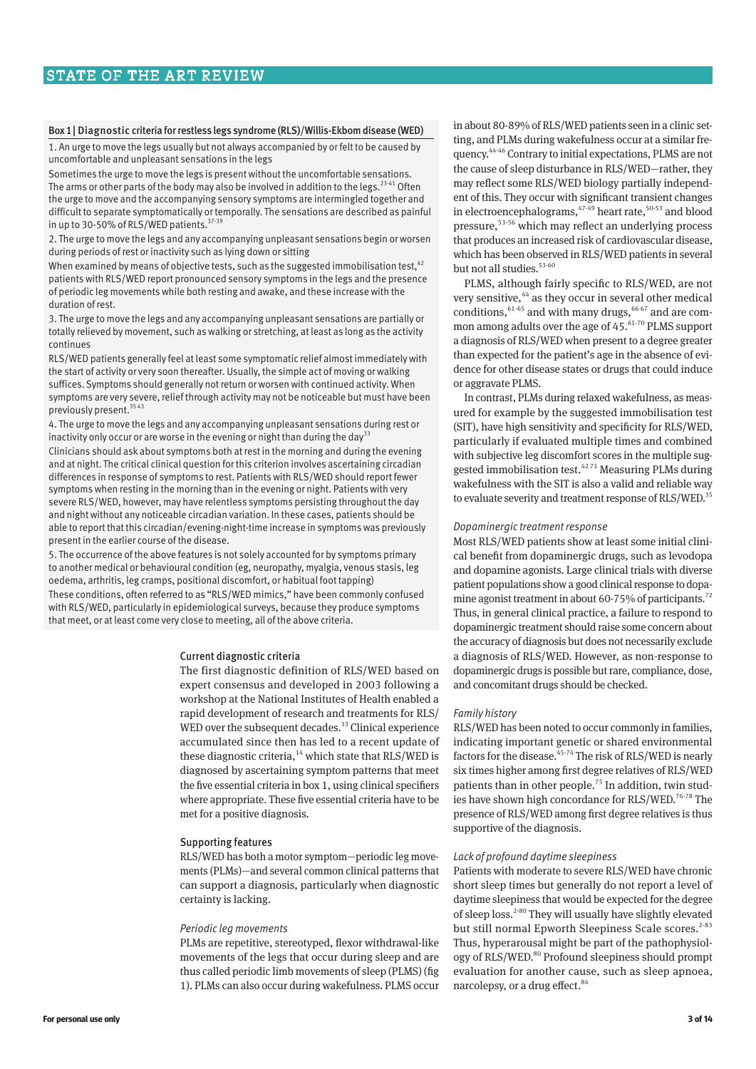### Box 1 | Diagnostic criteria for restless legs syndrome (RLS)/Willis-Ekbom disease (WED)

1. An urge to move the legs usually but not always accompanied by or felt to be caused by uncomfortable and unpleasant sensations in the legs

Sometimes the urge to move the legs is present without the uncomfortable sensations. The arms or other parts of the body may also be involved in addition to the legs.[23-41] Often the urge to move and the accompanying sensory symptoms are intermingled together and difficult to separate symptomatically or temporally. The sensations are described as painful in up to 30-50% of RLS/WED patients.[37-39]

2. The urge to move the legs and any accompanying unpleasant sensations begin or worsen during periods of rest or inactivity such as lying down or sitting

When examined by means of objective tests, such as the suggested immobilisation test,[42] patients with RLS/WED report pronounced sensory symptoms in the legs and the presence of periodic leg movements while both resting and awake, and these increase with the duration of rest.

3. The urge to move the legs and any accompanying unpleasant sensations are partially or totally relieved by movement, such as walking or stretching, at least as long as the activity continues

RLS/WED patients generally feel at least some symptomatic relief almost immediately with the start of activity or very soon thereafter. Usually, the simple act of moving or walking suffices. Symptoms should generally not return or worsen with continued activity. When symptoms are very severe, relief through activity may not be noticeable but must have been previously present.[35 43]

4. The urge to move the legs and any accompanying unpleasant sensations during rest or inactivity only occur or are worse in the evening or night than during the day[33]

Clinicians should ask about symptoms both at rest in the morning and during the evening and at night. The critical clinical question for this criterion involves ascertaining circadian differences in response of symptoms to rest. Patients with RLS/WED should report fewer symptoms when resting in the morning than in the evening or night. Patients with very severe RLS/WED, however, may have relentless symptoms persisting throughout the day and night without any noticeable circadian variation. In these cases, patients should be able to report that this circadian/evening-night-time increase in symptoms was previously present in the earlier course of the disease.

5. The occurrence of the above features is not solely accounted for by symptoms primary to another medical or behavioural condition (eg, neuropathy, myalgia, venous stasis, leg oedema, arthritis, leg cramps, positional discomfort, or habitual foot tapping)

These conditions, often referred to as "RLS/WED mimics," have been commonly confused with RLS/WED, particularly in epidemiological surveys, because they produce symptoms that meet, or at least come very close to meeting, all of the above criteria.

## Current diagnostic criteria

The first diagnostic definition of RLS/WED based on expert consensus and developed in 2003 following a workshop at the National Institutes of Health enabled a rapid development of research and treatments for RLS/WED over the subsequent decades.[33] Clinical experience accumulated since then has led to a recent update of these diagnostic criteria,[14] which state that RLS/WED is diagnosed by ascertaining symptom patterns that meet the five essential criteria in box 1, using clinical specifiers where appropriate. These five essential criteria have to be met for a positive diagnosis.

## Supporting features

RLS/WED has both a motor symptom—periodic leg movements (PLMs)—and several common clinical patterns that can support a diagnosis, particularly when diagnostic certainty is lacking.

### *Periodic leg movements*

PLMs are repetitive, stereotyped, flexor withdrawal-like movements of the legs that occur during sleep and are thus called periodic limb movements of sleep (PLMS) (fig 1). PLMs can also occur during wakefulness. PLMS occur in about 80-89% of RLS/WED patients seen in a clinic setting, and PLMs during wakefulness occur at a similar frequency.[44-46] Contrary to initial expectations, PLMS are not the cause of sleep disturbance in RLS/WED—rather, they may reflect some RLS/WED biology partially independent of this. They occur with significant transient changes in electroencephalograms,[47-49] heart rate,[50-53] and blood pressure,[53-56] which may reflect an underlying process that produces an increased risk of cardiovascular disease, which has been observed in RLS/WED patients in several but not all studies.[53-60]

PLMS, although fairly specific to RLS/WED, are not very sensitive,[44] as they occur in several other medical conditions,[61-65] and with many drugs,[66 67] and are common among adults over the age of 45.[61-70] PLMS support a diagnosis of RLS/WED when present to a degree greater than expected for the patient's age in the absence of evidence for other disease states or drugs that could induce or aggravate PLMS.

In contrast, PLMs during relaxed wakefulness, as measured for example by the suggested immobilisation test (SIT), have high sensitivity and specificity for RLS/WED, particularly if evaluated multiple times and combined with subjective leg discomfort scores in the multiple suggested immobilisation test.[42 71] Measuring PLMs during wakefulness with the SIT is also a valid and reliable way to evaluate severity and treatment response of RLS/WED.[35]

### *Dopaminergic treatment response*

Most RLS/WED patients show at least some initial clinical benefit from dopaminergic drugs, such as levodopa and dopamine agonists. Large clinical trials with diverse patient populations show a good clinical response to dopamine agonist treatment in about 60-75% of participants.[72] Thus, in general clinical practice, a failure to respond to dopaminergic treatment should raise some concern about the accuracy of diagnosis but does not necessarily exclude a diagnosis of RLS/WED. However, as non-response to dopaminergic drugs is possible but rare, compliance, dose, and concomitant drugs should be checked.

### *Family history*

RLS/WED has been noted to occur commonly in families, indicating important genetic or shared environmental factors for the disease.[45-74] The risk of RLS/WED is nearly six times higher among first degree relatives of RLS/WED patients than in other people.[75] In addition, twin studies have shown high concordance for RLS/WED.[76-78] The presence of RLS/WED among first degree relatives is thus supportive of the diagnosis.

### *Lack of profound daytime sleepiness*

Patients with moderate to severe RLS/WED have chronic short sleep times but generally do not report a level of daytime sleepiness that would be expected for the degree of sleep loss.[2-80] They will usually have slightly elevated but still normal Epworth Sleepiness Scale scores.[2-83] Thus, hyperarousal might be part of the pathophysiology of RLS/WED.[80] Profound sleepiness should prompt evaluation for another cause, such as sleep apnoea, narcolepsy, or a drug effect.[84]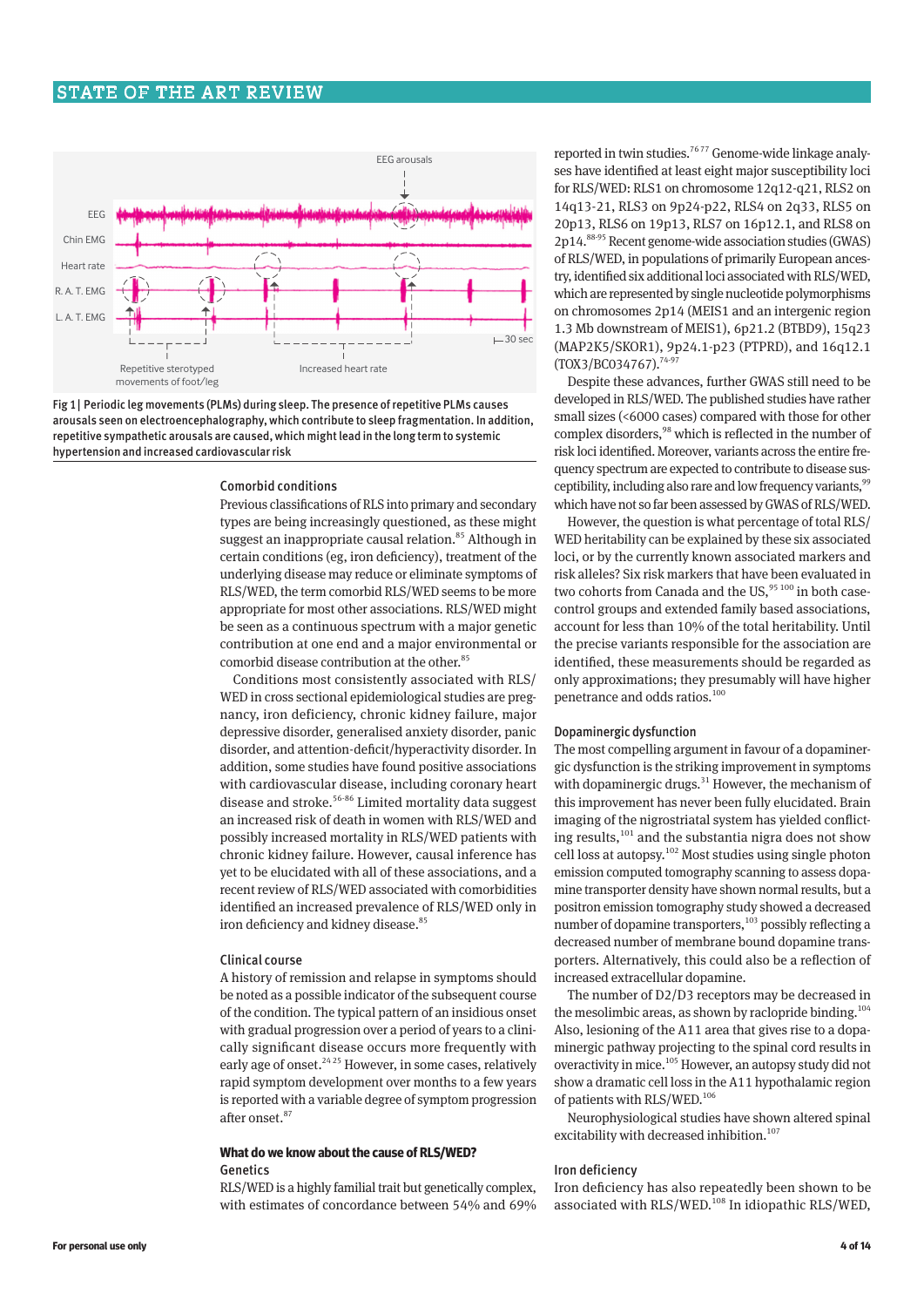Fig 1 | Periodic leg movements (PLMs) during sleep. The presence of repetitive PLMs causes arousals seen on electroencephalography, which contribute to sleep fragmentation. In addition, repetitive sympathetic arousals are caused, which might lead in the long term to systemic hypertension and increased cardiovascular risk

### Comorbid conditions

Previous classifications of RLS into primary and secondary types are being increasingly questioned, as these might suggest an inappropriate causal relation.[85] Although in certain conditions (eg, iron deficiency), treatment of the underlying disease may reduce or eliminate symptoms of RLS/WED, the term comorbid RLS/WED seems to be more appropriate for most other associations. RLS/WED might be seen as a continuous spectrum with a major genetic contribution at one end and a major environmental or comorbid disease contribution at the other.[85]

Conditions most consistently associated with RLS/WED in cross sectional epidemiological studies are pregnancy, iron deficiency, chronic kidney failure, major depressive disorder, generalised anxiety disorder, panic disorder, and attention-deficit/hyperactivity disorder. In addition, some studies have found positive associations with cardiovascular disease, including coronary heart disease and stroke.[56-86] Limited mortality data suggest an increased risk of death in women with RLS/WED and possibly increased mortality in RLS/WED patients with chronic kidney failure. However, causal inference has yet to be elucidated with all of these associations, and a recent review of RLS/WED associated with comorbidities identified an increased prevalence of RLS/WED only in iron deficiency and kidney disease.[85]

### Clinical course

A history of remission and relapse in symptoms should be noted as a possible indicator of the subsequent course of the condition. The typical pattern of an insidious onset with gradual progression over a period of years to a clinically significant disease occurs more frequently with early age of onset.[24 25] However, in some cases, relatively rapid symptom development over months to a few years is reported with a variable degree of symptom progression after onset.[87]

## What do we know about the cause of RLS/WED?

### Genetics

RLS/WED is a highly familial trait but genetically complex, with estimates of concordance between 54% and 69% reported in twin studies.[76 77] Genome-wide linkage analyses have identified at least eight major susceptibility loci for RLS/WED: RLS1 on chromosome 12q12-q21, RLS2 on 14q13-21, RLS3 on 9p24-p22, RLS4 on 2q33, RLS5 on 20p13, RLS6 on 19p13, RLS7 on 16p12.1, and RLS8 on 2p14.[88-95] Recent genome-wide association studies (GWAS) of RLS/WED, in populations of primarily European ancestry, identified six additional loci associated with RLS/WED, which are represented by single nucleotide polymorphisms on chromosomes 2p14 (MEIS1 and an intergenic region 1.3 Mb downstream of MEIS1), 6p21.2 (BTBD9), 15q23 (MAP2K5/SKOR1), 9p24.1-p23 (PTPRD), and 16q12.1 (TOX3/BC034767).[74-97]

Despite these advances, further GWAS still need to be developed in RLS/WED. The published studies have rather small sizes (<6000 cases) compared with those for other complex disorders,[98] which is reflected in the number of risk loci identified. Moreover, variants across the entire frequency spectrum are expected to contribute to disease susceptibility, including also rare and low frequency variants,[99] which have not so far been assessed by GWAS of RLS/WED.

However, the question is what percentage of total RLS/WED heritability can be explained by these six associated loci, or by the currently known associated markers and risk alleles? Six risk markers that have been evaluated in two cohorts from Canada and the US,[95 100] in both case-control groups and extended family based associations, account for less than 10% of the total heritability. Until the precise variants responsible for the association are identified, these measurements should be regarded as only approximations; they presumably will have higher penetrance and odds ratios.[100]

### Dopaminergic dysfunction

The most compelling argument in favour of a dopaminergic dysfunction is the striking improvement in symptoms with dopaminergic drugs.[31] However, the mechanism of this improvement has never been fully elucidated. Brain imaging of the nigrostriatal system has yielded conflicting results,[101] and the substantia nigra does not show cell loss at autopsy.[102] Most studies using single photon emission computed tomography scanning to assess dopamine transporter density have shown normal results, but a positron emission tomography study showed a decreased number of dopamine transporters,[103] possibly reflecting a decreased number of membrane bound dopamine transporters. Alternatively, this could also be a reflection of increased extracellular dopamine.

The number of D2/D3 receptors may be decreased in the mesolimbic areas, as shown by raclopride binding.[104] Also, lesioning of the A11 area that gives rise to a dopaminergic pathway projecting to the spinal cord results in overactivity in mice.[105] However, an autopsy study did not show a dramatic cell loss in the A11 hypothalamic region of patients with RLS/WED.[106]

Neurophysiological studies have shown altered spinal excitability with decreased inhibition.[107]

### Iron deficiency

Iron deficiency has also repeatedly been shown to be associated with RLS/WED.[108] In idiopathic RLS/WED,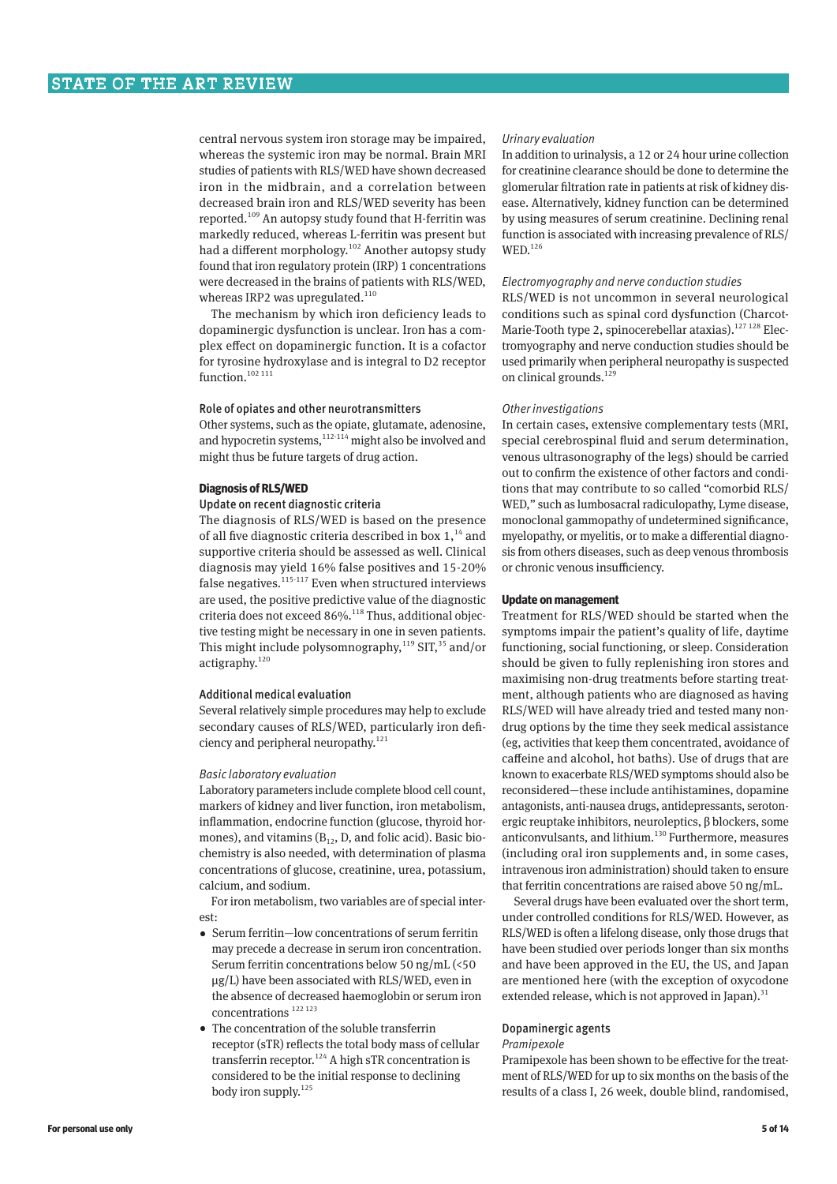central nervous system iron storage may be impaired, whereas the systemic iron may be normal. Brain MRI studies of patients with RLS/WED have shown decreased iron in the midbrain, and a correlation between decreased brain iron and RLS/WED severity has been reported.[109] An autopsy study found that H-ferritin was markedly reduced, whereas L-ferritin was present but had a different morphology.[102] Another autopsy study found that iron regulatory protein (IRP) 1 concentrations were decreased in the brains of patients with RLS/WED, whereas IRP2 was upregulated.[110]

The mechanism by which iron deficiency leads to dopaminergic dysfunction is unclear. Iron has a complex effect on dopaminergic function. It is a cofactor for tyrosine hydroxylase and is integral to D2 receptor function.[102 111]

### Role of opiates and other neurotransmitters

Other systems, such as the opiate, glutamate, adenosine, and hypocretin systems,[112-114] might also be involved and might thus be future targets of drug action.

## Diagnosis of RLS/WED

### Update on recent diagnostic criteria

The diagnosis of RLS/WED is based on the presence of all five diagnostic criteria described in box 1,[14] and supportive criteria should be assessed as well. Clinical diagnosis may yield 16% false positives and 15-20% false negatives.[115-117] Even when structured interviews are used, the positive predictive value of the diagnostic criteria does not exceed 86%.[118] Thus, additional objective testing might be necessary in one in seven patients. This might include polysomnography,[119] SIT,[35] and/or actigraphy.[120]

### Additional medical evaluation

Several relatively simple procedures may help to exclude secondary causes of RLS/WED, particularly iron deficiency and peripheral neuropathy.[121]

*Basic laboratory evaluation*

Laboratory parameters include complete blood cell count, markers of kidney and liver function, iron metabolism, inflammation, endocrine function (glucose, thyroid hormones), and vitamins ($B_{12}$, D, and folic acid). Basic biochemistry is also needed, with determination of plasma concentrations of glucose, creatinine, urea, potassium, calcium, and sodium.

For iron metabolism, two variables are of special interest:

- Serum ferritin—low concentrations of serum ferritin may precede a decrease in serum iron concentration. Serum ferritin concentrations below 50 ng/mL (<50 µg/L) have been associated with RLS/WED, even in the absence of decreased haemoglobin or serum iron concentrations [122 123]
- The concentration of the soluble transferrin receptor (sTR) reflects the total body mass of cellular transferrin receptor.[124] A high sTR concentration is considered to be the initial response to declining body iron supply.[125]

*Urinary evaluation*

In addition to urinalysis, a 12 or 24 hour urine collection for creatinine clearance should be done to determine the glomerular filtration rate in patients at risk of kidney disease. Alternatively, kidney function can be determined by using measures of serum creatinine. Declining renal function is associated with increasing prevalence of RLS/WED.[126]

*Electromyography and nerve conduction studies*

RLS/WED is not uncommon in several neurological conditions such as spinal cord dysfunction (Charcot-Marie-Tooth type 2, spinocerebellar ataxias).[127 128] Electromyography and nerve conduction studies should be used primarily when peripheral neuropathy is suspected on clinical grounds.[129]

*Other investigations*

In certain cases, extensive complementary tests (MRI, special cerebrospinal fluid and serum determination, venous ultrasonography of the legs) should be carried out to confirm the existence of other factors and conditions that may contribute to so called "comorbid RLS/WED," such as lumbosacral radiculopathy, Lyme disease, monoclonal gammopathy of undetermined significance, myelopathy, or myelitis, or to make a differential diagnosis from others diseases, such as deep venous thrombosis or chronic venous insufficiency.

## Update on management

Treatment for RLS/WED should be started when the symptoms impair the patient's quality of life, daytime functioning, social functioning, or sleep. Consideration should be given to fully replenishing iron stores and maximising non-drug treatments before starting treatment, although patients who are diagnosed as having RLS/WED will have already tried and tested many non-drug options by the time they seek medical assistance (eg, activities that keep them concentrated, avoidance of caffeine and alcohol, hot baths). Use of drugs that are known to exacerbate RLS/WED symptoms should also be reconsidered—these include antihistamines, dopamine antagonists, anti-nausea drugs, antidepressants, serotonergic reuptake inhibitors, neuroleptics, β blockers, some anticonvulsants, and lithium.[130] Furthermore, measures (including oral iron supplements and, in some cases, intravenous iron administration) should taken to ensure that ferritin concentrations are raised above 50 ng/mL.

Several drugs have been evaluated over the short term, under controlled conditions for RLS/WED. However, as RLS/WED is often a lifelong disease, only those drugs that have been studied over periods longer than six months and have been approved in the EU, the US, and Japan are mentioned here (with the exception of oxycodone extended release, which is not approved in Japan).[31]

### Dopaminergic agents

*Pramipexole*

Pramipexole has been shown to be effective for the treatment of RLS/WED for up to six months on the basis of the results of a class I, 26 week, double blind, randomised,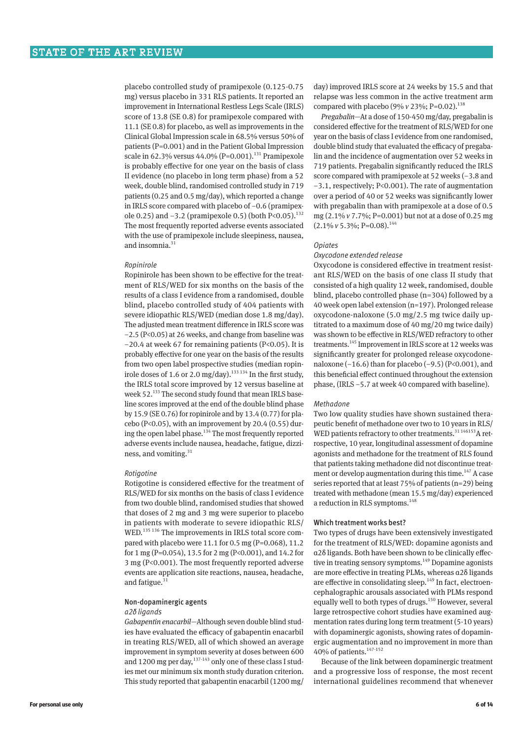placebo controlled study of pramipexole (0.125-0.75 mg) versus placebo in 331 RLS patients. It reported an improvement in International Restless Legs Scale (IRLS) score of 13.8 (SE 0.8) for pramipexole compared with 11.1 (SE 0.8) for placebo, as well as improvements in the Clinical Global Impression scale in 68.5% versus 50% of patients (P=0.001) and in the Patient Global Impression scale in 62.3% versus 44.0% (P=0.001).[131] Pramipexole is probably effective for one year on the basis of class II evidence (no placebo in long term phase) from a 52 week, double blind, randomised controlled study in 719 patients (0.25 and 0.5 mg/day), which reported a change in IRLS score compared with placebo of −0.6 (pramipexole 0.25) and −3.2 (pramipexole 0.5) (both P<0.05).[132] The most frequently reported adverse events associated with the use of pramipexole include sleepiness, nausea, and insomnia.[31]

*Ropinirole*

Ropinirole has been shown to be effective for the treatment of RLS/WED for six months on the basis of the results of a class I evidence from a randomised, double blind, placebo controlled study of 404 patients with severe idiopathic RLS/WED (median dose 1.8 mg/day). The adjusted mean treatment difference in IRLS score was −2.5 (P<0.05) at 26 weeks, and change from baseline was −20.4 at week 67 for remaining patients (P<0.05). It is probably effective for one year on the basis of the results from two open label prospective studies (median ropinirole doses of 1.6 or 2.0 mg/day).[133 134] In the first study, the IRLS total score improved by 12 versus baseline at week 52.[133] The second study found that mean IRLS baseline scores improved at the end of the double blind phase by 15.9 (SE 0.76) for ropinirole and by 13.4 (0.77) for placebo (P<0.05), with an improvement by 20.4 (0.55) during the open label phase.[134] The most frequently reported adverse events include nausea, headache, fatigue, dizziness, and vomiting.[31]

*Rotigotine*

Rotigotine is considered effective for the treatment of RLS/WED for six months on the basis of class I evidence from two double blind, randomised studies that showed that doses of 2 mg and 3 mg were superior to placebo in patients with moderate to severe idiopathic RLS/WED.[135 136] The improvements in IRLS total score compared with placebo were 11.1 for 0.5 mg (P=0.068), 11.2 for 1 mg (P=0.054), 13.5 for 2 mg (P<0.001), and 14.2 for 3 mg (P<0.001). The most frequently reported adverse events are application site reactions, nausea, headache, and fatigue.[31]

### Non-dopaminergic agents

*α2δ ligands*

*Gabapentin enacarbil*—Although seven double blind studies have evaluated the efficacy of gabapentin enacarbil in treating RLS/WED, all of which showed an average improvement in symptom severity at doses between 600 and 1200 mg per day,[137-143] only one of these class I studies met our minimum six month study duration criterion. This study reported that gabapentin enacarbil (1200 mg/day) improved IRLS score at 24 weeks by 15.5 and that relapse was less common in the active treatment arm compared with placebo (9% *v* 23%; P=0.02).[138]

*Pregabalin*—At a dose of 150-450 mg/day, pregabalin is considered effective for the treatment of RLS/WED for one year on the basis of class I evidence from one randomised, double blind study that evaluated the efficacy of pregabalin and the incidence of augmentation over 52 weeks in 719 patients. Pregabalin significantly reduced the IRLS score compared with pramipexole at 52 weeks (−3.8 and −3.1, respectively; P<0.001). The rate of augmentation over a period of 40 or 52 weeks was significantly lower with pregabalin than with pramipexole at a dose of 0.5 mg (2.1% *v* 7.7%; P=0.001) but not at a dose of 0.25 mg (2.1% *v* 5.3%; P=0.08).[144]

*Opiates*

*Oxycodone extended release*

Oxycodone is considered effective in treatment resistant RLS/WED on the basis of one class II study that consisted of a high quality 12 week, randomised, double blind, placebo controlled phase (n=304) followed by a 40 week open label extension (n=197). Prolonged release oxycodone-naloxone (5.0 mg/2.5 mg twice daily uptitrated to a maximum dose of 40 mg/20 mg twice daily) was shown to be effective in RLS/WED refractory to other treatments.[145] Improvement in IRLS score at 12 weeks was significantly greater for prolonged release oxycodone-naloxone (−16.6) than for placebo (−9.5) (P<0.001), and this beneficial effect continued throughout the extension phase, (IRLS −5.7 at week 40 compared with baseline).

*Methadone*

Two low quality studies have shown sustained therapeutic benefit of methadone over two to 10 years in RLS/WED patients refractory to other treatments.[31 146153] A retrospective, 10 year, longitudinal assessment of dopamine agonists and methadone for the treatment of RLS found that patients taking methadone did not discontinue treatment or develop augmentation during this time.[147] A case series reported that at least 75% of patients (n=29) being treated with methadone (mean 15.5 mg/day) experienced a reduction in RLS symptoms.[148]

### Which treatment works best?

Two types of drugs have been extensively investigated for the treatment of RLS/WED: dopamine agonists and α2δ ligands. Both have been shown to be clinically effective in treating sensory symptoms.[149] Dopamine agonists are more effective in treating PLMs, whereas α2δ ligands are effective in consolidating sleep.[149] In fact, electroencephalographic arousals associated with PLMs respond equally well to both types of drugs.[150] However, several large retrospective cohort studies have examined augmentation rates during long term treatment (5-10 years) with dopaminergic agonists, showing rates of dopaminergic augmentation and no improvement in more than 40% of patients.[147-152]

Because of the link between dopaminergic treatment and a progressive loss of response, the most recent international guidelines recommend that whenever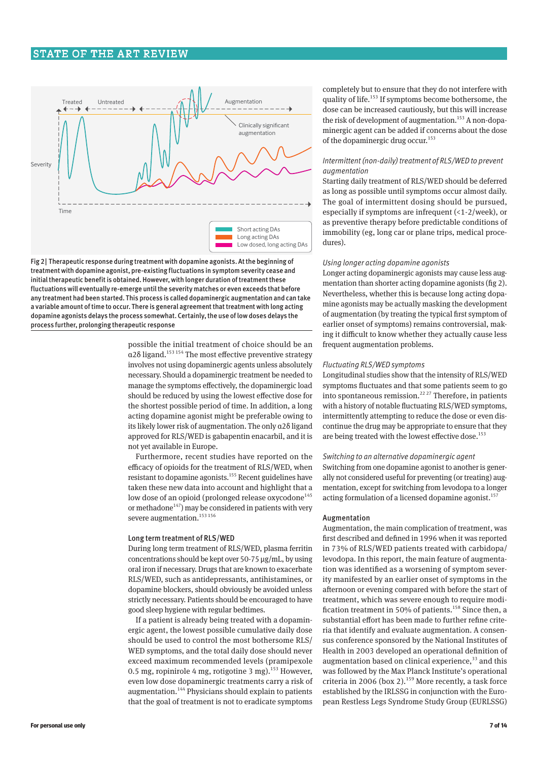Fig 2| Therapeutic response during treatment with dopamine agonists. At the beginning of treatment with dopamine agonist, pre-existing fluctuations in symptom severity cease and initial therapeutic benefit is obtained. However, with longer duration of treatment these fluctuations will eventually re-emerge until the severity matches or even exceeds that before any treatment had been started. This process is called dopaminergic augmentation and can take a variable amount of time to occur. There is general agreement that treatment with long acting dopamine agonists delays the process somewhat. Certainly, the use of low doses delays the process further, prolonging therapeutic response

possible the initial treatment of choice should be an α2δ ligand.[153 154] The most effective preventive strategy involves not using dopaminergic agents unless absolutely necessary. Should a dopaminergic treatment be needed to manage the symptoms effectively, the dopaminergic load should be reduced by using the lowest effective dose for the shortest possible period of time. In addition, a long acting dopamine agonist might be preferable owing to its likely lower risk of augmentation. The only α2δ ligand approved for RLS/WED is gabapentin enacarbil, and it is not yet available in Europe.

Furthermore, recent studies have reported on the efficacy of opioids for the treatment of RLS/WED, when resistant to dopamine agonists.[155] Recent guidelines have taken these new data into account and highlight that a low dose of an opioid (prolonged release oxycodone[145] or methadone[147]) may be considered in patients with very severe augmentation.[153 156]

## Long term treatment of RLS/WED

During long term treatment of RLS/WED, plasma ferritin concentrations should be kept over 50-75 μg/mL, by using oral iron if necessary. Drugs that are known to exacerbate RLS/WED, such as antidepressants, antihistamines, or dopamine blockers, should obviously be avoided unless strictly necessary. Patients should be encouraged to have good sleep hygiene with regular bedtimes.

If a patient is already being treated with a dopaminergic agent, the lowest possible cumulative daily dose should be used to control the most bothersome RLS/WED symptoms, and the total daily dose should never exceed maximum recommended levels (pramipexole 0.5 mg, ropinirole 4 mg, rotigotine 3 mg).[153] However, even low dose dopaminergic treatments carry a risk of augmentation.[144] Physicians should explain to patients that the goal of treatment is not to eradicate symptoms completely but to ensure that they do not interfere with quality of life.[153] If symptoms become bothersome, the dose can be increased cautiously, but this will increase the risk of development of augmentation.[153] A non-dopaminergic agent can be added if concerns about the dose of the dopaminergic drug occur.[153]

### *Intermittent (non-daily) treatment of RLS/WED to prevent augmentation*

Starting daily treatment of RLS/WED should be deferred as long as possible until symptoms occur almost daily. The goal of intermittent dosing should be pursued, especially if symptoms are infrequent (<1-2/week), or as preventive therapy before predictable conditions of immobility (eg, long car or plane trips, medical procedures).

### *Using longer acting dopamine agonists*

Longer acting dopaminergic agonists may cause less augmentation than shorter acting dopamine agonists (fig 2). Nevertheless, whether this is because long acting dopamine agonists may be actually masking the development of augmentation (by treating the typical first symptom of earlier onset of symptoms) remains controversial, making it difficult to know whether they actually cause less frequent augmentation problems.

### *Fluctuating RLS/WED symptoms*

Longitudinal studies show that the intensity of RLS/WED symptoms fluctuates and that some patients seem to go into spontaneous remission.[22 27] Therefore, in patients with a history of notable fluctuating RLS/WED symptoms, intermittently attempting to reduce the dose or even discontinue the drug may be appropriate to ensure that they are being treated with the lowest effective dose.[153]

### *Switching to an alternative dopaminergic agent*

Switching from one dopamine agonist to another is generally not considered useful for preventing (or treating) augmentation, except for switching from levodopa to a longer acting formulation of a licensed dopamine agonist.[157]

## Augmentation

Augmentation, the main complication of treatment, was first described and defined in 1996 when it was reported in 73% of RLS/WED patients treated with carbidopa/levodopa. In this report, the main feature of augmentation was identified as a worsening of symptom severity manifested by an earlier onset of symptoms in the afternoon or evening compared with before the start of treatment, which was severe enough to require modification treatment in 50% of patients.[158] Since then, a substantial effort has been made to further refine criteria that identify and evaluate augmentation. A consensus conference sponsored by the National Institutes of Health in 2003 developed an operational definition of augmentation based on clinical experience,[33] and this was followed by the Max Planck Institute's operational criteria in 2006 (box 2).[159] More recently, a task force established by the IRLSSG in conjunction with the European Restless Legs Syndrome Study Group (EURLSSG)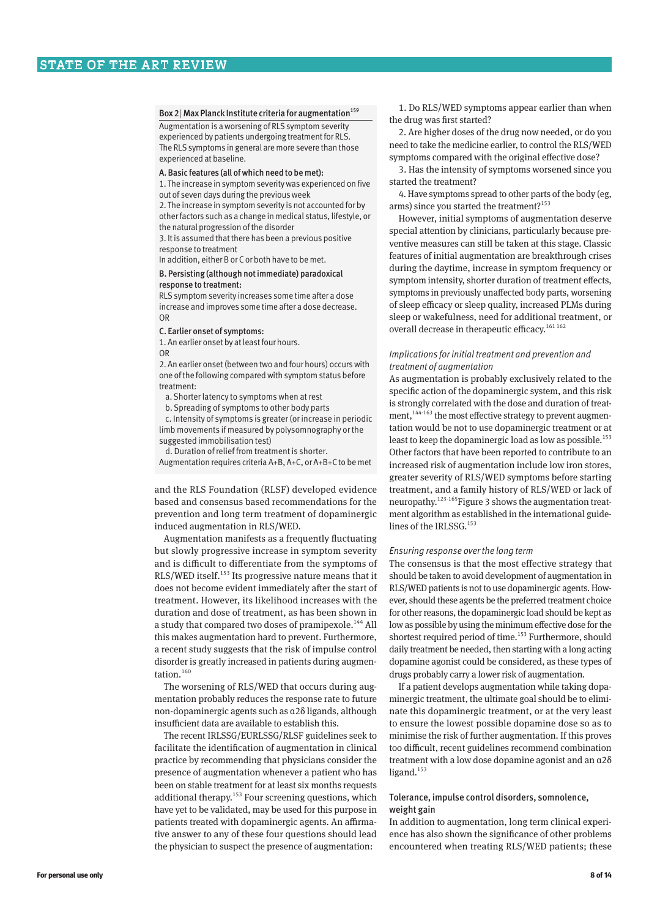### Box 2 | Max Planck Institute criteria for augmentation[159]

Augmentation is a worsening of RLS symptom severity experienced by patients undergoing treatment for RLS. The RLS symptoms in general are more severe than those experienced at baseline.

**A. Basic features (all of which need to be met):**

1. The increase in symptom severity was experienced on five out of seven days during the previous week
2. The increase in symptom severity is not accounted for by other factors such as a change in medical status, lifestyle, or the natural progression of the disorder
3. It is assumed that there has been a previous positive response to treatment

In addition, either B or C or both have to be met.

**B. Persisting (although not immediate) paradoxical response to treatment:**

RLS symptom severity increases some time after a dose increase and improves some time after a dose decrease.

OR

**C. Earlier onset of symptoms:**

1. An earlier onset by at least four hours.

OR

2. An earlier onset (between two and four hours) occurs with one of the following compared with symptom status before treatment:
   a. Shorter latency to symptoms when at rest
   b. Spreading of symptoms to other body parts
   c. Intensity of symptoms is greater (or increase in periodic limb movements if measured by polysomnography or the suggested immobilisation test)
   d. Duration of relief from treatment is shorter.

Augmentation requires criteria A+B, A+C, or A+B+C to be met

and the RLS Foundation (RLSF) developed evidence based and consensus based recommendations for the prevention and long term treatment of dopaminergic induced augmentation in RLS/WED.

Augmentation manifests as a frequently fluctuating but slowly progressive increase in symptom severity and is difficult to differentiate from the symptoms of RLS/WED itself.[153] Its progressive nature means that it does not become evident immediately after the start of treatment. However, its likelihood increases with the duration and dose of treatment, as has been shown in a study that compared two doses of pramipexole.[144] All this makes augmentation hard to prevent. Furthermore, a recent study suggests that the risk of impulse control disorder is greatly increased in patients during augmentation.[160]

The worsening of RLS/WED that occurs during augmentation probably reduces the response rate to future non-dopaminergic agents such as α2δ ligands, although insufficient data are available to establish this.

The recent IRLSSG/EURLSSG/RLSF guidelines seek to facilitate the identification of augmentation in clinical practice by recommending that physicians consider the presence of augmentation whenever a patient who has been on stable treatment for at least six months requests additional therapy.[153] Four screening questions, which have yet to be validated, may be used for this purpose in patients treated with dopaminergic agents. An affirmative answer to any of these four questions should lead the physician to suspect the presence of augmentation:

1. Do RLS/WED symptoms appear earlier than when the drug was first started?
2. Are higher doses of the drug now needed, or do you need to take the medicine earlier, to control the RLS/WED symptoms compared with the original effective dose?
3. Has the intensity of symptoms worsened since you started the treatment?
4. Have symptoms spread to other parts of the body (eg, arms) since you started the treatment?[153]

However, initial symptoms of augmentation deserve special attention by clinicians, particularly because preventive measures can still be taken at this stage. Classic features of initial augmentation are breakthrough crises during the daytime, increase in symptom frequency or symptom intensity, shorter duration of treatment effects, symptoms in previously unaffected body parts, worsening of sleep efficacy or sleep quality, increased PLMs during sleep or wakefulness, need for additional treatment, or overall decrease in therapeutic efficacy.[161 162]

#### *Implications for initial treatment and prevention and treatment of augmentation*

As augmentation is probably exclusively related to the specific action of the dopaminergic system, and this risk is strongly correlated with the dose and duration of treatment,[144-163] the most effective strategy to prevent augmentation would be not to use dopaminergic treatment or at least to keep the dopaminergic load as low as possible.[153] Other factors that have been reported to contribute to an increased risk of augmentation include low iron stores, greater severity of RLS/WED symptoms before starting treatment, and a family history of RLS/WED or lack of neuropathy.[123-165] Figure 3 shows the augmentation treatment algorithm as established in the international guidelines of the IRLSSG.[153]

#### *Ensuring response over the long term*

The consensus is that the most effective strategy that should be taken to avoid development of augmentation in RLS/WED patients is not to use dopaminergic agents. However, should these agents be the preferred treatment choice for other reasons, the dopaminergic load should be kept as low as possible by using the minimum effective dose for the shortest required period of time.[153] Furthermore, should daily treatment be needed, then starting with a long acting dopamine agonist could be considered, as these types of drugs probably carry a lower risk of augmentation.

If a patient develops augmentation while taking dopaminergic treatment, the ultimate goal should be to eliminate this dopaminergic treatment, or at the very least to ensure the lowest possible dopamine dose so as to minimise the risk of further augmentation. If this proves too difficult, recent guidelines recommend combination treatment with a low dose dopamine agonist and an α2δ ligand.[153]

### Tolerance, impulse control disorders, somnolence, weight gain

In addition to augmentation, long term clinical experience has also shown the significance of other problems encountered when treating RLS/WED patients; these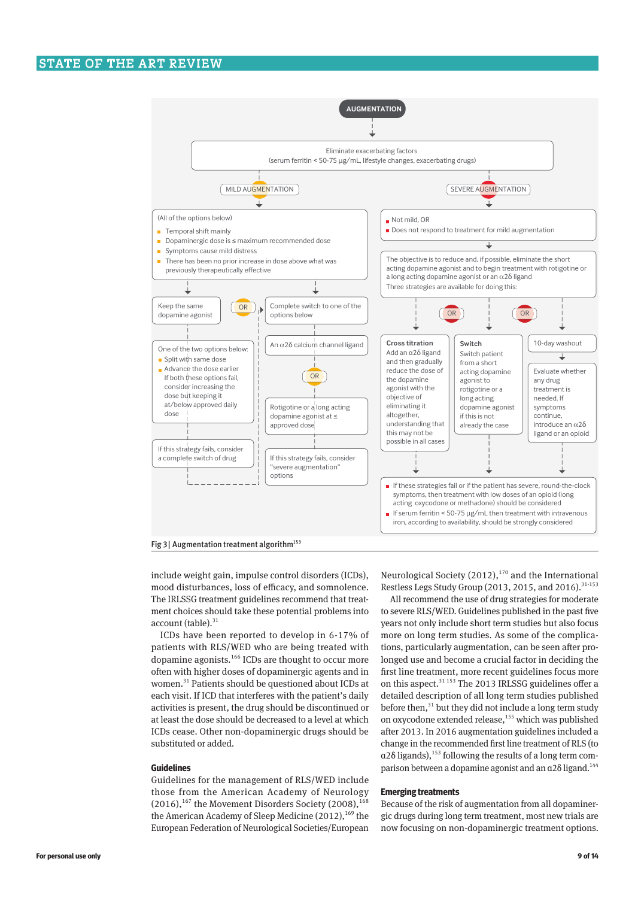**AUGMENTATION**

Eliminate exacerbating factors
(serum ferritin < 50-75 μg/mL, lifestyle changes, exacerbating drugs)

**MILD AUGMENTATION**

(All of the options below)
- Temporal shift mainly
- Dopaminergic dose is ≤ maximum recommended dose
- Symptoms cause mild distress
- There has been no prior increase in dose above what was previously therapeutically effective

Keep the same dopamine agonist

OR

Complete switch to one of the options below

One of the two options below:
- Split with same dose
- Advance the dose earlier

If both these options fail, consider increasing the dose but keeping it at/below approved daily dose

If this strategy fails, consider a complete switch of drug

An α2δ calcium channel ligand

OR

Rotigotine or a long acting dopamine agonist at ≤ approved dose

If this strategy fails, consider "severe augmentation" options

**SEVERE AUGMENTATION**

- Not mild, OR
- Does not respond to treatment for mild augmentation

The objective is to reduce and, if possible, eliminate the short acting dopamine agonist and to begin treatment with rotigotine or a long acting dopamine agonist or an α2δ ligand
Three strategies are available for doing this:

**Cross titration**
Add an α2δ ligand and then gradually reduce the dose of the dopamine agonist with the objective of eliminating it altogether, understanding that this may not be possible in all cases

OR

**Switch**
Switch patient from a short acting dopamine agonist to rotigotine or a long acting dopamine agonist if this is not already the case

OR

10-day washout

Evaluate whether any drug treatment is needed. If symptoms continue, introduce an α2δ ligand or an opioid

- If these strategies fail or if the patient has severe, round-the-clock symptoms, then treatment with low doses of an opioid (long acting oxycodone or methadone) should be considered
- If serum ferritin < 50-75 μg/mL then treatment with intravenous iron, according to availability, should be strongly considered

Fig 3 | Augmentation treatment algorithm[153]

include weight gain, impulse control disorders (ICDs), mood disturbances, loss of efficacy, and somnolence. The IRLSSG treatment guidelines recommend that treatment choices should take these potential problems into account (table).[31]

ICDs have been reported to develop in 6-17% of patients with RLS/WED who are being treated with dopamine agonists.[166] ICDs are thought to occur more often with higher doses of dopaminergic agents and in women.[31] Patients should be questioned about ICDs at each visit. If ICD that interferes with the patient's daily activities is present, the drug should be discontinued or at least the dose should be decreased to a level at which ICDs cease. Other non-dopaminergic drugs should be substituted or added.

## Guidelines

Guidelines for the management of RLS/WED include those from the American Academy of Neurology (2016),[167] the Movement Disorders Society (2008),[168] the American Academy of Sleep Medicine (2012),[169] the European Federation of Neurological Societies/European Neurological Society (2012),[170] and the International Restless Legs Study Group (2013, 2015, and 2016).[31-153]

All recommend the use of drug strategies for moderate to severe RLS/WED. Guidelines published in the past five years not only include short term studies but also focus more on long term studies. As some of the complications, particularly augmentation, can be seen after prolonged use and become a crucial factor in deciding the first line treatment, more recent guidelines focus more on this aspect.[31 153] The 2013 IRLSSG guidelines offer a detailed description of all long term studies published before then,[31] but they did not include a long term study on oxycodone extended release,[155] which was published after 2013. In 2016 augmentation guidelines included a change in the recommended first line treatment of RLS (to α2δ ligands),[153] following the results of a long term comparison between a dopamine agonist and an α2δ ligand.[144]

## Emerging treatments

Because of the risk of augmentation from all dopaminergic drugs during long term treatment, most new trials are now focusing on non-dopaminergic treatment options.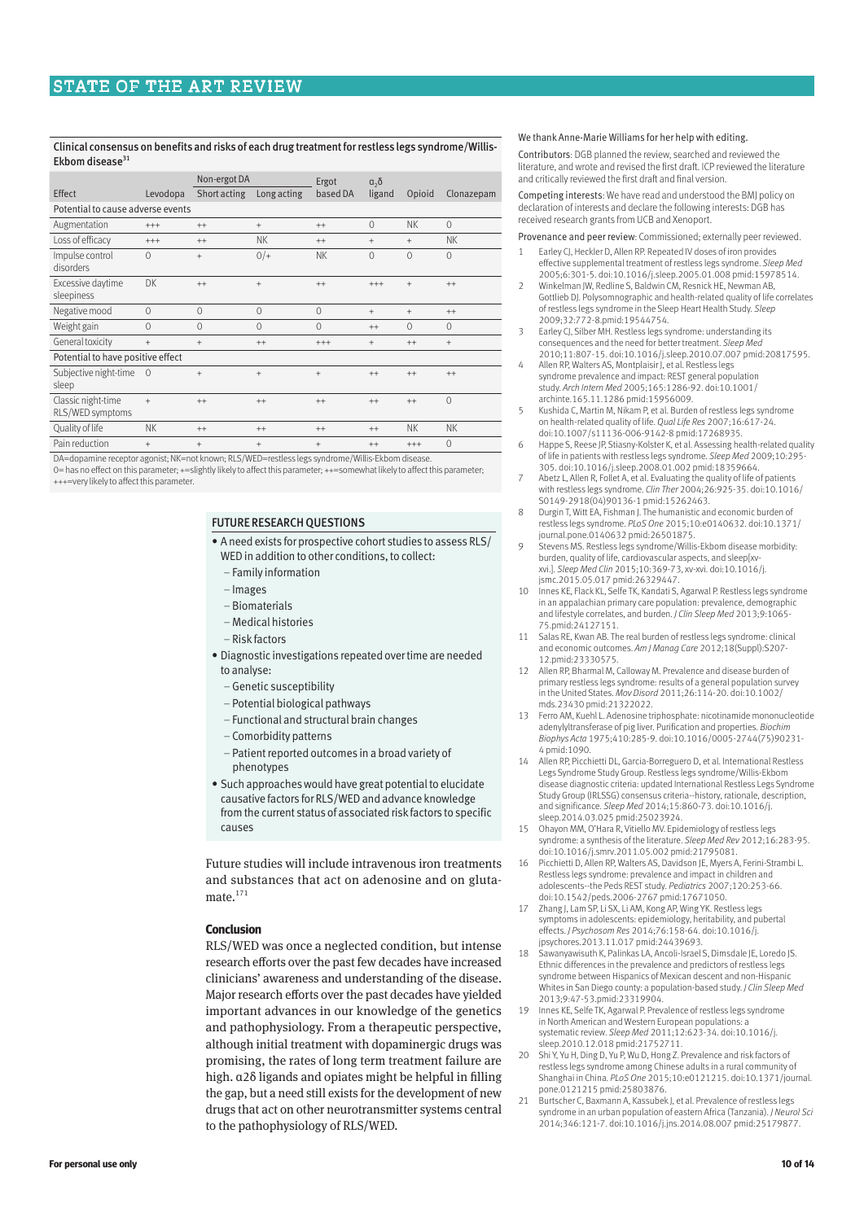**Clinical consensus on benefits and risks of each drug treatment for restless legs syndrome/Willis-Ekbom disease[31]**

| Effect | Levodopa | Non-ergot DA | | Ergot based DA | $\alpha_2\delta$ ligand | Opioid | Clonazepam |
|---|---|---|---|---|---|---|---|
| | | Short acting | Long acting | | | | |
| Potential to cause adverse events | | | | | | | |
| Augmentation | +++ | ++ | + | ++ | 0 | NK | 0 |
| Loss of efficacy | +++ | ++ | NK | ++ | + | + | NK |
| Impulse control disorders | 0 | + | 0/+ | NK | 0 | 0 | 0 |
| Excessive daytime sleepiness | DK | ++ | + | ++ | +++ | + | ++ |
| Negative mood | 0 | 0 | 0 | 0 | + | + | ++ |
| Weight gain | 0 | 0 | 0 | 0 | ++ | 0 | 0 |
| General toxicity | + | + | ++ | +++ | + | ++ | + |
| Potential to have positive effect | | | | | | | |
| Subjective night-time sleep | 0 | + | + | + | ++ | ++ | ++ |
| Classic night-time RLS/WED symptoms | + | ++ | ++ | ++ | ++ | ++ | 0 |
| Quality of life | NK | ++ | ++ | ++ | ++ | NK | NK |
| Pain reduction | + | + | + | + | ++ | +++ | 0 |

DA=dopamine receptor agonist; NK=not known; RLS/WED=restless legs syndrome/Willis-Ekbom disease.
0= has no effect on this parameter; +=slightly likely to affect this parameter; ++=somewhat likely to affect this parameter; +++=very likely to affect this parameter.

### FUTURE RESEARCH QUESTIONS

- A need exists for prospective cohort studies to assess RLS/WED in addition to other conditions, to collect:
  - Family information
  - Images
  - Biomaterials
  - Medical histories
  - Risk factors
- Diagnostic investigations repeated over time are needed to analyse:
  - Genetic susceptibility
  - Potential biological pathways
  - Functional and structural brain changes
  - Comorbidity patterns
  - Patient reported outcomes in a broad variety of phenotypes
- Such approaches would have great potential to elucidate causative factors for RLS/WED and advance knowledge from the current status of associated risk factors to specific causes

Future studies will include intravenous iron treatments and substances that act on adenosine and on glutamate.[171]

## Conclusion

RLS/WED was once a neglected condition, but intense research efforts over the past few decades have increased clinicians' awareness and understanding of the disease. Major research efforts over the past decades have yielded important advances in our knowledge of the genetics and pathophysiology. From a therapeutic perspective, although initial treatment with dopaminergic drugs was promising, the rates of long term treatment failure are high. $\alpha 2\delta$ ligands and opiates might be helpful in filling the gap, but a need still exists for the development of new drugs that act on other neurotransmitter systems central to the pathophysiology of RLS/WED.

We thank Anne-Marie Williams for her help with editing.

Contributors: DGB planned the review, searched and reviewed the literature, and wrote and revised the first draft. ICP reviewed the literature and critically reviewed the first draft and final version.

Competing interests: We have read and understood the BMJ policy on declaration of interests and declare the following interests: DGB has received research grants from UCB and Xenoport.

Provenance and peer review: Commissioned; externally peer reviewed.

1. Earley CJ, Heckler D, Allen RP. Repeated IV doses of iron provides effective supplemental treatment of restless legs syndrome. *Sleep Med* 2005;6:301-5. doi:10.1016/j.sleep.2005.01.008 pmid:15978514.
2. Winkelman JW, Redline S, Baldwin CM, Resnick HE, Newman AB, Gottlieb DJ. Polysomnographic and health-related quality of life correlates of restless legs syndrome in the Sleep Heart Health Study. *Sleep* 2009;32:772-8.pmid:19544754.
3. Earley CJ, Silber MH. Restless legs syndrome: understanding its consequences and the need for better treatment. *Sleep Med* 2010;11:807-15. doi:10.1016/j.sleep.2010.07.007 pmid:20817595.
4. Allen RP, Walters AS, Montplaisir J, et al. Restless legs syndrome prevalence and impact: REST general population study. *Arch Intern Med* 2005;165:1286-92. doi:10.1001/archinte.165.11.1286 pmid:15956009.
5. Kushida C, Martin M, Nikam P, et al. Burden of restless legs syndrome on health-related quality of life. *Qual Life Res* 2007;16:617-24. doi:10.1007/s11136-006-9142-8 pmid:17268935.
6. Happe S, Reese JP, Stiasny-Kolster K, et al. Assessing health-related quality of life in patients with restless legs syndrome. *Sleep Med* 2009;10:295-305. doi:10.1016/j.sleep.2008.01.002 pmid:18359664.
7. Abetz L, Allen R, Follet A, et al. Evaluating the quality of life of patients with restless legs syndrome. *Clin Ther* 2004;26:925-35. doi:10.1016/S0149-2918(04)90136-1 pmid:15262463.
8. Durgin T, Witt EA, Fishman J. The humanistic and economic burden of restless legs syndrome. *PLoS One* 2015;10:e0140632. doi:10.1371/journal.pone.0140632 pmid:26501875.
9. Stevens MS. Restless legs syndrome/Willis-Ekbom disease morbidity: burden, quality of life, cardiovascular aspects, and sleep[xv-xvi.]. *Sleep Med Clin* 2015;10:369-73, xv-xvi. doi:10.1016/j.jsmc.2015.05.017 pmid:26329447.
10. Innes KE, Flack KL, Selfe TK, Kandati S, Agarwal P. Restless legs syndrome in an appalachian primary care population: prevalence, demographic and lifestyle correlates, and burden. *J Clin Sleep Med* 2013;9:1065-75.pmid:24127151.
11. Salas RE, Kwan AB. The real burden of restless legs syndrome: clinical and economic outcomes. *Am J Manag Care* 2012;18(Suppl):S207-12.pmid:23330575.
12. Allen RP, Bharmal M, Calloway M. Prevalence and disease burden of primary restless legs syndrome: results of a general population survey in the United States. *Mov Disord* 2011;26:114-20. doi:10.1002/mds.23430 pmid:21322022.
13. Ferro AM, Kuehl L. Adenosine triphosphate: nicotinamide mononucleotide adenylyltransferase of pig liver. Purification and properties. *Biochim Biophys Acta* 1975;410:285-9. doi:10.1016/0005-2744(75)90231-4 pmid:1090.
14. Allen RP, Picchietti DL, Garcia-Borreguero D, et al. International Restless Legs Syndrome Study Group. Restless legs syndrome/Willis-Ekbom disease diagnostic criteria: updated International Restless Legs Syndrome Study Group (IRLSSG) consensus criteria--history, rationale, description, and significance. *Sleep Med* 2014;15:860-73. doi:10.1016/j.sleep.2014.03.025 pmid:25023924.
15. Ohayon MM, O'Hara R, Vitiello MV. Epidemiology of restless legs syndrome: a synthesis of the literature. *Sleep Med Rev* 2012;16:283-95. doi:10.1016/j.smrv.2011.05.002 pmid:21795081.
16. Picchietti D, Allen RP, Walters AS, Davidson JE, Myers A, Ferini-Strambi L. Restless legs syndrome: prevalence and impact in children and adolescents--the Peds REST study. *Pediatrics* 2007;120:253-66. doi:10.1542/peds.2006-2767 pmid:17671050.
17. Zhang J, Lam SP, Li SX, Li AM, Kong AP, Wing YK. Restless legs symptoms in adolescents: epidemiology, heritability, and pubertal effects. *J Psychosom Res* 2014;76:158-64. doi:10.1016/j.jpsychores.2013.11.017 pmid:24439693.
18. Sawanyawisuth K, Palinkas LA, Ancoli-Israel S, Dimsdale JE, Loredo JS. Ethnic differences in the prevalence and predictors of restless legs syndrome between Hispanics of Mexican descent and non-Hispanic Whites in San Diego county: a population-based study. *J Clin Sleep Med* 2013;9:47-53.pmid:23319904.
19. Innes KE, Selfe TK, Agarwal P. Prevalence of restless legs syndrome in North American and Western European populations: a systematic review. *Sleep Med* 2011;12:623-34. doi:10.1016/j.sleep.2010.12.018 pmid:21752711.
20. Shi Y, Yu H, Ding D, Yu P, Wu D, Hong Z. Prevalence and risk factors of restless legs syndrome among Chinese adults in a rural community of Shanghai in China. *PLoS One* 2015;10:e0121215. doi:10.1371/journal.pone.0121215 pmid:25803876.
21. Burtscher C, Baxmann A, Kassubek J, et al. Prevalence of restless legs syndrome in an urban population of eastern Africa (Tanzania). *J Neurol Sci* 2014;346:121-7. doi:10.1016/j.jns.2014.08.007 pmid:25179877.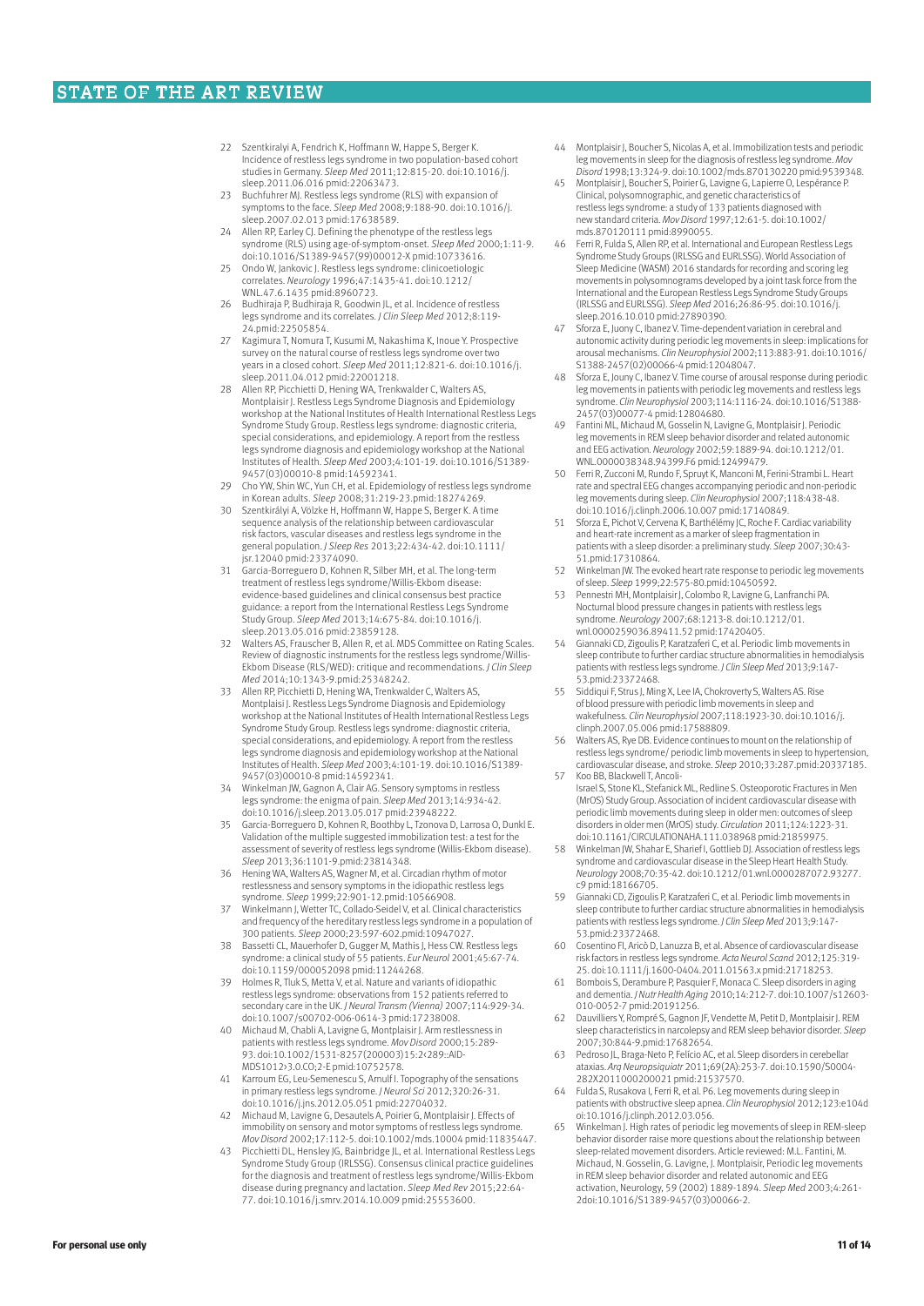22 Szentkiralyi A, Fendrich K, Hoffmann W, Happe S, Berger K. Incidence of restless legs syndrome in two population-based cohort studies in Germany. *Sleep Med* 2011;12:815-20. doi:10.1016/j.sleep.2011.06.016 pmid:22063473.

23 Buchfuhrer MJ. Restless legs syndrome (RLS) with expansion of symptoms to the face. *Sleep Med* 2008;9:188-90. doi:10.1016/j.sleep.2007.02.013 pmid:17638589.

24 Allen RP, Earley CJ. Defining the phenotype of the restless legs syndrome (RLS) using age-of-symptom-onset. *Sleep Med* 2000;1:11-9. doi:10.1016/S1389-9457(99)00012-X pmid:10733616.

25 Ondo W, Jankovic J. Restless legs syndrome: clinicoetiologic correlates. *Neurology* 1996;47:1435-41. doi:10.1212/WNL.47.6.1435 pmid:8960723.

26 Budhiraja P, Budhiraja R, Goodwin JL, et al. Incidence of restless legs syndrome and its correlates. *J Clin Sleep Med* 2012;8:119-24.pmid:22505854.

27 Kagimura T, Nomura T, Kusumi M, Nakashima K, Inoue Y. Prospective survey on the natural course of restless legs syndrome over two years in a closed cohort. *Sleep Med* 2011;12:821-6. doi:10.1016/j.sleep.2011.04.012 pmid:22001218.

28 Allen RP, Picchietti D, Hening WA, Trenkwalder C, Walters AS, Montplaisir J. Restless Legs Syndrome Diagnosis and Epidemiology workshop at the National Institutes of Health International Restless Legs Syndrome Study Group. Restless legs syndrome: diagnostic criteria, special considerations, and epidemiology. A report from the restless legs syndrome diagnosis and epidemiology workshop at the National Institutes of Health. *Sleep Med* 2003;4:101-19. doi:10.1016/S1389-9457(03)00010-8 pmid:14592341.

29 Cho YW, Shin WC, Yun CH, et al. Epidemiology of restless legs syndrome in Korean adults. *Sleep* 2008;31:219-23.pmid:18274269.

30 Szentkirályi A, Völzke H, Hoffmann W, Happe S, Berger K. A time sequence analysis of the relationship between cardiovascular risk factors, vascular diseases and restless legs syndrome in the general population. *J Sleep Res* 2013;22:434-42. doi:10.1111/jsr.12040 pmid:23374090.

31 Garcia-Borreguero D, Kohnen R, Silber MH, et al. The long-term treatment of restless legs syndrome/Willis-Ekbom disease: evidence-based guidelines and clinical consensus best practice guidance: a report from the International Restless Legs Syndrome Study Group. *Sleep Med* 2013;14:675-84. doi:10.1016/j.sleep.2013.05.016 pmid:23859128.

32 Walters AS, Frauscher B, Allen R, et al. MDS Committee on Rating Scales. Review of diagnostic instruments for the restless legs syndrome/Willis-Ekbom Disease (RLS/WED): critique and recommendations. *J Clin Sleep Med* 2014;10:1343-9.pmid:25348242.

33 Allen RP, Picchietti D, Hening WA, Trenkwalder C, Walters AS, Montplaisi J. Restless Legs Syndrome Diagnosis and Epidemiology workshop at the National Institutes of Health International Restless Legs Syndrome Study Group. Restless legs syndrome: diagnostic criteria, special considerations, and epidemiology. A report from the restless legs syndrome diagnosis and epidemiology workshop at the National Institutes of Health. *Sleep Med* 2003;4:101-19. doi:10.1016/S1389-9457(03)00010-8 pmid:14592341.

34 Winkelman JW, Gagnon A, Clair AG. Sensory symptoms in restless legs syndrome: the enigma of pain. *Sleep Med* 2013;14:934-42. doi:10.1016/j.sleep.2013.05.017 pmid:23948222.

35 Garcia-Borreguero D, Kohnen R, Boothby L, Tzonova D, Larrosa O, Dunkl E. Validation of the multiple suggested immobilization test: a test for the assessment of severity of restless legs syndrome (Willis-Ekbom disease). *Sleep* 2013;36:1101-9.pmid:23814348.

36 Hening WA, Walters AS, Wagner M, et al. Circadian rhythm of motor restlessness and sensory symptoms in the idiopathic restless legs syndrome. *Sleep* 1999;22:901-12.pmid:10566908.

37 Winkelmann J, Wetter TC, Collado-Seidel V, et al. Clinical characteristics and frequency of the hereditary restless legs syndrome in a population of 300 patients. *Sleep* 2000;23:597-602.pmid:10947027.

38 Bassetti CL, Mauerhofer D, Gugger M, Mathis J, Hess CW. Restless legs syndrome: a clinical study of 55 patients. *Eur Neurol* 2001;45:67-74. doi:10.1159/000052098 pmid:11244268.

39 Holmes R, Tluk S, Metta V, et al. Nature and variants of idiopathic restless legs syndrome: observations from 152 patients referred to secondary care in the UK. *J Neural Transm (Vienna)* 2007;114:929-34. doi:10.1007/s00702-006-0614-3 pmid:17238008.

40 Michaud M, Chabli A, Lavigne G, Montplaisir J. Arm restlessness in patients with restless legs syndrome. *Mov Disord* 2000;15:289-93. doi:10.1002/1531-8257(200003)15:2<289::AID-MDS1012>3.0.CO;2-E pmid:10752578.

41 Karroum EG, Leu-Semenescu S, Arnulf I. Topography of the sensations in primary restless legs syndrome. *J Neurol Sci* 2012;320:26-31. doi:10.1016/j.jns.2012.05.051 pmid:22704032.

42 Michaud M, Lavigne G, Desautels A, Poirier G, Montplaisir J. Effects of immobility on sensory and motor symptoms of restless legs syndrome. *Mov Disord* 2002;17:112-5. doi:10.1002/mds.10004 pmid:11835447.

43 Picchietti DL, Hensley JG, Bainbridge JL, et al. International Restless Legs Syndrome Study Group (IRLSSG). Consensus clinical practice guidelines for the diagnosis and treatment of restless legs syndrome/Willis-Ekbom disease during pregnancy and lactation. *Sleep Med Rev* 2015;22:64-77. doi:10.1016/j.smrv.2014.10.009 pmid:25553600.

44 Montplaisir J, Boucher S, Nicolas A, et al. Immobilization tests and periodic leg movements in sleep for the diagnosis of restless leg syndrome. *Mov Disord* 1998;13:324-9. doi:10.1002/mds.870130220 pmid:9539348.

45 Montplaisir J, Boucher S, Poirier G, Lavigne G, Lapierre O, Lespérance P. Clinical, polysomnographic, and genetic characteristics of restless legs syndrome: a study of 133 patients diagnosed with new standard criteria. *Mov Disord* 1997;12:61-5. doi:10.1002/mds.870120111 pmid:8990055.

46 Ferri R, Fulda S, Allen RP, et al. International and European Restless Legs Syndrome Study Groups (IRLSSG and EURLSSG). World Association of Sleep Medicine (WASM) 2016 standards for recording and scoring leg movements in polysomnograms developed by a joint task force from the International and the European Restless Legs Syndrome Study Groups (IRLSSG and EURLSSG). *Sleep Med* 2016;26:86-95. doi:10.1016/j.sleep.2016.10.010 pmid:27890390.

47 Sforza E, Juony C, Ibanez V. Time-dependent variation in cerebral and autonomic activity during periodic leg movements in sleep: implications for arousal mechanisms. *Clin Neurophysiol* 2002;113:883-91. doi:10.1016/S1388-2457(02)00066-4 pmid:12048047.

48 Sforza E, Jouny C, Ibanez V. Time course of arousal response during periodic leg movements in patients with periodic leg movements and restless legs syndrome. *Clin Neurophysiol* 2003;114:1116-24. doi:10.1016/S1388-2457(03)00077-4 pmid:12804680.

49 Fantini ML, Michaud M, Gosselin N, Lavigne G, Montplaisir J. Periodic leg movements in REM sleep behavior disorder and related autonomic and EEG activation. *Neurology* 2002;59:1889-94. doi:10.1212/01.WNL.0000038348.94399.F6 pmid:12499479.

50 Ferri R, Zucconi M, Rundo F, Spruyt K, Manconi M, Ferini-Strambi L. Heart rate and spectral EEG changes accompanying periodic and non-periodic leg movements during sleep. *Clin Neurophysiol* 2007;118:438-48. doi:10.1016/j.clinph.2006.10.007 pmid:17140849.

51 Sforza E, Pichot V, Cervena K, Barthélémy JC, Roche F. Cardiac variability and heart-rate increment as a marker of sleep fragmentation in patients with a sleep disorder: a preliminary study. *Sleep* 2007;30:43-51.pmid:17310864.

52 Winkelman JW. The evoked heart rate response to periodic leg movements of sleep. *Sleep* 1999;22:575-80.pmid:10450592.

53 Pennestri MH, Montplaisir J, Colombo R, Lavigne G, Lanfranchi PA. Nocturnal blood pressure changes in patients with restless legs syndrome. *Neurology* 2007;68:1213-8. doi:10.1212/01.wnl.0000259036.89411.52 pmid:17420405.

54 Giannaki CD, Zigoulis P, Karatzaferi C, et al. Periodic limb movements in sleep contribute to further cardiac structure abnormalities in hemodialysis patients with restless legs syndrome. *J Clin Sleep Med* 2013;9:147-53.pmid:23372468.

55 Siddiqui F, Strus J, Ming X, Lee IA, Chokroverty S, Walters AS. Rise of blood pressure with periodic limb movements in sleep and wakefulness. *Clin Neurophysiol* 2007;118:1923-30. doi:10.1016/j.clinph.2007.05.006 pmid:17588809.

56 Walters AS, Rye DB. Evidence continues to mount on the relationship of restless legs syndrome/ periodic limb movements in sleep to hypertension, cardiovascular disease, and stroke. *Sleep* 2010;33:287.pmid:20337185.

57 Koo BB, Blackwell T, Ancoli-Israel S, Stone KL, Stefanick ML, Redline S. Osteoporotic Fractures in Men (MrOS) Study Group. Association of incident cardiovascular disease with periodic limb movements during sleep in older men: outcomes of sleep disorders in older men (MrOS) study. *Circulation* 2011;124:1223-31. doi:10.1161/CIRCULATIONAHA.111.038968 pmid:21859975.

58 Winkelman JW, Shahar E, Sharief I, Gottlieb DJ. Association of restless legs syndrome and cardiovascular disease in the Sleep Heart Health Study. *Neurology* 2008;70:35-42. doi:10.1212/01.wnl.0000287072.93277.c9 pmid:18166705.

59 Giannaki CD, Zigoulis P, Karatzaferi C, et al. Periodic limb movements in sleep contribute to further cardiac structure abnormalities in hemodialysis patients with restless legs syndrome. *J Clin Sleep Med* 2013;9:147-53.pmid:23372468.

60 Cosentino FI, Aricò D, Lanuzza B, et al. Absence of cardiovascular disease risk factors in restless legs syndrome. *Acta Neurol Scand* 2012;125:319-25. doi:10.1111/j.1600-0404.2011.01563.x pmid:21718253.

61 Bombois S, Derambure P, Pasquier F, Monaca C. Sleep disorders in aging and dementia. *J Nutr Health Aging* 2010;14:212-7. doi:10.1007/s12603-010-0052-7 pmid:20191256.

62 Dauvilliers Y, Rompré S, Gagnon JF, Vendette M, Petit D, Montplaisir J. REM sleep characteristics in narcolepsy and REM sleep behavior disorder. *Sleep* 2007;30:844-9.pmid:17682654.

63 Pedroso JL, Braga-Neto P, Felício AC, et al. Sleep disorders in cerebellar ataxias. *Arq Neuropsiquiatr* 2011;69(2A):253-7. doi:10.1590/S0004-282X2011000200021 pmid:21537570.

64 Fulda S, Rusakova I, Ferri R, et al. P6. Leg movements during sleep in patients with obstructive sleep apnea. *Clin Neurophysiol* 2012;123:e104doi:10.1016/j.clinph.2012.03.056.

65 Winkelman J. High rates of periodic leg movements of sleep in REM-sleep behavior disorder raise more questions about the relationship between sleep-related movement disorders. Article reviewed: M.L. Fantini, M. Michaud, N. Gosselin, G. Lavigne, J. Montplaisir, Periodic leg movements in REM sleep behavior disorder and related autonomic and EEG activation, Neurology, 59 (2002) 1889-1894. *Sleep Med* 2003;4:261-2doi:10.1016/S1389-9457(03)00066-2.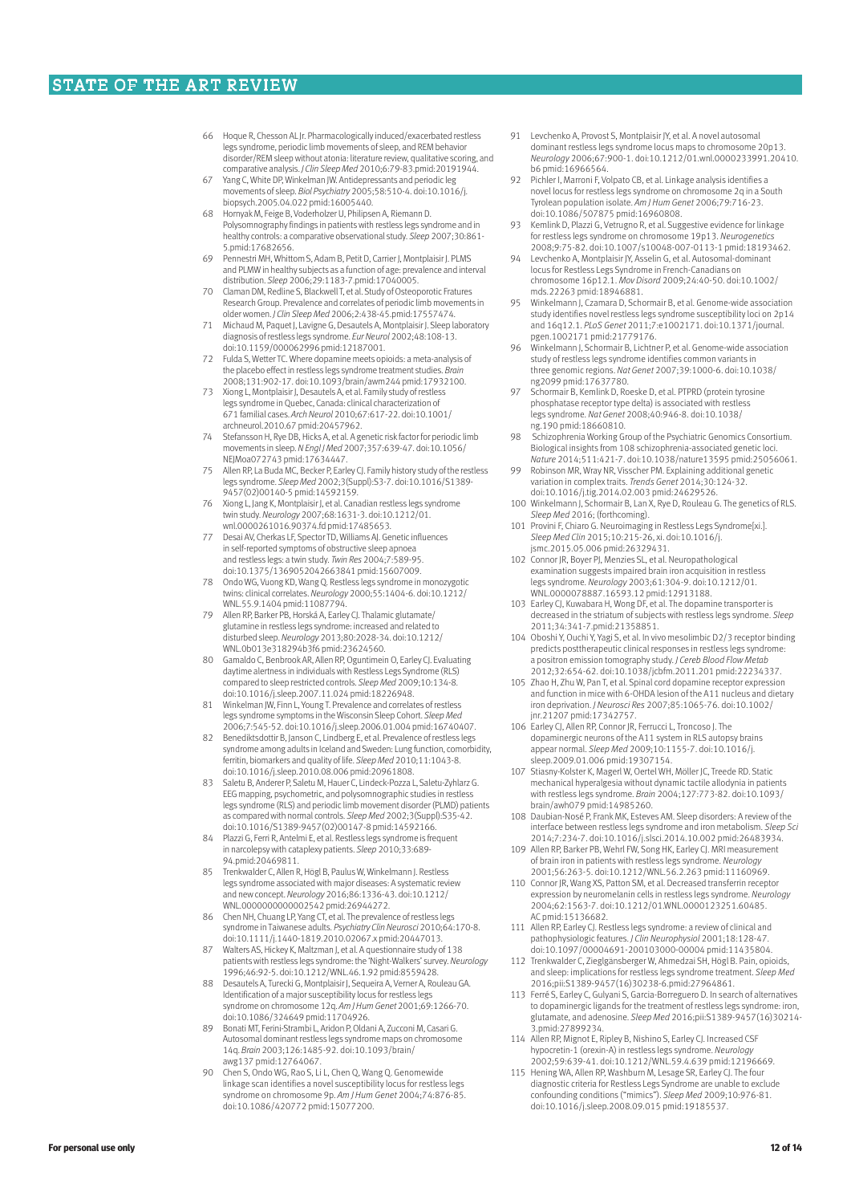66 Hoque R, Chesson AL Jr. Pharmacologically induced/exacerbated restless legs syndrome, periodic limb movements of sleep, and REM behavior disorder/REM sleep without atonia: literature review, qualitative scoring, and comparative analysis. *J Clin Sleep Med* 2010;6:79-83.pmid:20191944.

67 Yang C, White DP, Winkelman JW. Antidepressants and periodic leg movements of sleep. *Biol Psychiatry* 2005;58:510-4. doi:10.1016/j.biopsych.2005.04.022 pmid:16005440.

68 Hornyak M, Feige B, Voderholzer U, Philipsen A, Riemann D. Polysomnography findings in patients with restless legs syndrome and in healthy controls: a comparative observational study. *Sleep* 2007;30:861-5.pmid:17682656.

69 Pennestri MH, Whittom S, Adam B, Petit D, Carrier J, Montplaisir J. PLMS and PLMW in healthy subjects as a function of age: prevalence and interval distribution. *Sleep* 2006;29:1183-7.pmid:17040005.

70 Claman DM, Redline S, Blackwell T, et al. Study of Osteoporotic Fratures Research Group. Prevalence and correlates of periodic limb movements in older women. *J Clin Sleep Med* 2006;2:438-45.pmid:17557474.

71 Michaud M, Paquet J, Lavigne G, Desautels A, Montplaisir J. Sleep laboratory diagnosis of restless legs syndrome. *Eur Neurol* 2002;48:108-13. doi:10.1159/000062996 pmid:12187001.

72 Fulda S, Wetter TC. Where dopamine meets opioids: a meta-analysis of the placebo effect in restless legs syndrome treatment studies. *Brain* 2008;131:902-17. doi:10.1093/brain/awm244 pmid:17932100.

73 Xiong L, Montplaisir J, Desautels A, et al. Family study of restless legs syndrome in Quebec, Canada: clinical characterization of 671 familial cases. *Arch Neurol* 2010;67:617-22. doi:10.1001/archneurol.2010.67 pmid:20457962.

74 Stefansson H, Rye DB, Hicks A, et al. A genetic risk factor for periodic limb movements in sleep. *N Engl J Med* 2007;357:639-47. doi:10.1056/NEJMoa072743 pmid:17634447.

75 Allen RP, La Buda MC, Becker P, Earley CJ. Family history study of the restless legs syndrome. *Sleep Med* 2002;3(Suppl):S3-7. doi:10.1016/S1389-9457(02)00140-5 pmid:14592159.

76 Xiong L, Jang K, Montplaisir J, et al. Canadian restless legs syndrome twin study. *Neurology* 2007;68:1631-3. doi:10.1212/01.wnl.0000261016.90374.fd pmid:17485653.

77 Desai AV, Cherkas LF, Spector TD, Williams AJ. Genetic influences in self-reported symptoms of obstructive sleep apnoea and restless legs: a twin study. *Twin Res* 2004;7:589-95. doi:10.1375/1369052042663841 pmid:15607009.

78 Ondo WG, Vuong KD, Wang Q. Restless legs syndrome in monozygotic twins: clinical correlates. *Neurology* 2000;55:1404-6. doi:10.1212/WNL.55.9.1404 pmid:11087794.

79 Allen RP, Barker PB, Horská A, Earley CJ. Thalamic glutamate/glutamine in restless legs syndrome: increased and related to disturbed sleep. *Neurology* 2013;80:2028-34. doi:10.1212/WNL.0b013e318294b3f6 pmid:23624560.

80 Gamaldo C, Benbrook AR, Allen RP, Oguntimein O, Earley CJ. Evaluating daytime alertness in individuals with Restless Legs Syndrome (RLS) compared to sleep restricted controls. *Sleep Med* 2009;10:134-8. doi:10.1016/j.sleep.2007.11.024 pmid:18226948.

81 Winkelman JW, Finn L, Young T. Prevalence and correlates of restless legs syndrome symptoms in the Wisconsin Sleep Cohort. *Sleep Med* 2006;7:545-52. doi:10.1016/j.sleep.2006.01.004 pmid:16740407.

82 Benediktsdottir B, Janson C, Lindberg E, et al. Prevalence of restless legs syndrome among adults in Iceland and Sweden: Lung function, comorbidity, ferritin, biomarkers and quality of life. *Sleep Med* 2010;11:1043-8. doi:10.1016/j.sleep.2010.08.006 pmid:20961808.

83 Saletu B, Anderer P, Saletu M, Hauer C, Lindeck-Pozza L, Saletu-Zyhlarz G. EEG mapping, psychometric, and polysomnographic studies in restless legs syndrome (RLS) and periodic limb movement disorder (PLMD) patients as compared with normal controls. *Sleep Med* 2002;3(Suppl):S35-42. doi:10.1016/S1389-9457(02)00147-8 pmid:14592166.

84 Plazzi G, Ferri R, Antelmi E, et al. Restless legs syndrome is frequent in narcolepsy with cataplexy patients. *Sleep* 2010;33:689-94.pmid:20469811.

85 Trenkwalder C, Allen R, Högl B, Paulus W, Winkelmann J. Restless legs syndrome associated with major diseases: A systematic review and new concept. *Neurology* 2016;86:1336-43. doi:10.1212/WNL.0000000000002542 pmid:26944272.

86 Chen NH, Chuang LP, Yang CT, et al. The prevalence of restless legs syndrome in Taiwanese adults. *Psychiatry Clin Neurosci* 2010;64:170-8. doi:10.1111/j.1440-1819.2010.02067.x pmid:20447013.

87 Walters AS, Hickey K, Maltzman J, et al. A questionnaire study of 138 patients with restless legs syndrome: the 'Night-Walkers' survey. *Neurology* 1996;46:92-5. doi:10.1212/WNL.46.1.92 pmid:8559428.

88 Desautels A, Turecki G, Montplaisir J, Sequeira A, Verner A, Rouleau GA. Identification of a major susceptibility locus for restless legs syndrome on chromosome 12q. *Am J Hum Genet* 2001;69:1266-70. doi:10.1086/324649 pmid:11704926.

89 Bonati MT, Ferini-Strambi L, Aridon P, Oldani A, Zucconi M, Casari G. Autosomal dominant restless legs syndrome maps on chromosome 14q. *Brain* 2003;126:1485-92. doi:10.1093/brain/awg137 pmid:12764067.

90 Chen S, Ondo WG, Rao S, Li L, Chen Q, Wang Q. Genomewide linkage scan identifies a novel susceptibility locus for restless legs syndrome on chromosome 9p. *Am J Hum Genet* 2004;74:876-85. doi:10.1086/420772 pmid:15077200.

91 Levchenko A, Provost S, Montplaisir JY, et al. A novel autosomal dominant restless legs syndrome locus maps to chromosome 20p13. *Neurology* 2006;67:900-1. doi:10.1212/01.wnl.0000233991.20410.b6 pmid:16966564.

92 Pichler I, Marroni F, Volpato CB, et al. Linkage analysis identifies a novel locus for restless legs syndrome on chromosome 2q in a South Tyrolean population isolate. *Am J Hum Genet* 2006;79:716-23. doi:10.1086/507875 pmid:16960808.

93 Kemlink D, Plazzi G, Vetrugno R, et al. Suggestive evidence for linkage for restless legs syndrome on chromosome 19p13. *Neurogenetics* 2008;9:75-82. doi:10.1007/s10048-007-0113-1 pmid:18193462.

94 Levchenko A, Montplaisir JY, Asselin G, et al. Autosomal-dominant locus for Restless Legs Syndrome in French-Canadians on chromosome 16p12.1. *Mov Disord* 2009;24:40-50. doi:10.1002/mds.22263 pmid:18946881.

95 Winkelmann J, Czamara D, Schormair B, et al. Genome-wide association study identifies novel restless legs syndrome susceptibility loci on 2p14 and 16q12.1. *PLoS Genet* 2011;7:e1002171. doi:10.1371/journal.pgen.1002171 pmid:21779176.

96 Winkelmann J, Schormair B, Lichtner P, et al. Genome-wide association study of restless legs syndrome identifies common variants in three genomic regions. *Nat Genet* 2007;39:1000-6. doi:10.1038/ng2099 pmid:17637780.

97 Schormair B, Kemlink D, Roeske D, et al. PTPRD (protein tyrosine phosphatase receptor type delta) is associated with restless legs syndrome. *Nat Genet* 2008;40:946-8. doi:10.1038/ng.190 pmid:18660810.

98 Schizophrenia Working Group of the Psychiatric Genomics Consortium. Biological insights from 108 schizophrenia-associated genetic loci. *Nature* 2014;511:421-7. doi:10.1038/nature13595 pmid:25056061.

99 Robinson MR, Wray NR, Visscher PM. Explaining additional genetic variation in complex traits. *Trends Genet* 2014;30:124-32. doi:10.1016/j.tig.2014.02.003 pmid:24629526.

100 Winkelmann J, Schormair B, Lan X, Rye D, Rouleau G. The genetics of RLS. *Sleep Med* 2016; (forthcoming).

101 Provini F, Chiaro G. Neuroimaging in Restless Legs Syndrome[xi.]. *Sleep Med Clin* 2015;10:215-26, xi. doi:10.1016/j.jsmc.2015.05.006 pmid:26329431.

102 Connor JR, Boyer PJ, Menzies SL, et al. Neuropathological examination suggests impaired brain iron acquisition in restless legs syndrome. *Neurology* 2003;61:304-9. doi:10.1212/01.WNL.0000078887.16593.12 pmid:12913188.

103 Earley CJ, Kuwabara H, Wong DF, et al. The dopamine transporter is decreased in the striatum of subjects with restless legs syndrome. *Sleep* 2011;34:341-7.pmid:21358851.

104 Oboshi Y, Ouchi Y, Yagi S, et al. In vivo mesolimbic D2/3 receptor binding predicts posttherapeutic clinical responses in restless legs syndrome: a positron emission tomography study. *J Cereb Blood Flow Metab* 2012;32:654-62. doi:10.1038/jcbfm.2011.201 pmid:22234337.

105 Zhao H, Zhu W, Pan T, et al. Spinal cord dopamine receptor expression and function in mice with 6-OHDA lesion of the A11 nucleus and dietary iron deprivation. *J Neurosci Res* 2007;85:1065-76. doi:10.1002/jnr.21207 pmid:17342757.

106 Earley CJ, Allen RP, Connor JR, Ferrucci L, Troncoso J. The dopaminergic neurons of the A11 system in RLS autopsy brains appear normal. *Sleep Med* 2009;10:1155-7. doi:10.1016/j.sleep.2009.01.006 pmid:19307154.

107 Stiasny-Kolster K, Magerl W, Oertel WH, Möller JC, Treede RD. Static mechanical hyperalgesia without dynamic tactile allodynia in patients with restless legs syndrome. *Brain* 2004;127:773-82. doi:10.1093/brain/awh079 pmid:14985260.

108 Daubian-Nosé P, Frank MK, Esteves AM. Sleep disorders: A review of the interface between restless legs syndrome and iron metabolism. *Sleep Sci* 2014;7:234-7. doi:10.1016/j.slsci.2014.10.002 pmid:26483934.

109 Allen RP, Barker PB, Wehrl FW, Song HK, Earley CJ. MRI measurement of brain iron in patients with restless legs syndrome. *Neurology* 2001;56:263-5. doi:10.1212/WNL.56.2.263 pmid:11160969.

110 Connor JR, Wang XS, Patton SM, et al. Decreased transferrin receptor expression by neuromelanin cells in restless legs syndrome. *Neurology* 2004;62:1563-7. doi:10.1212/01.WNL.0000123251.60485.AC pmid:15136682.

111 Allen RP, Earley CJ. Restless legs syndrome: a review of clinical and pathophysiologic features. *J Clin Neurophysiol* 2001;18:128-47. doi:10.1097/00004691-200103000-00004 pmid:11435804.

112 Trenkwalder C, Zieglgänsberger W, Ahmedzai SH, Högl B. Pain, opioids, and sleep: implications for restless legs syndrome treatment. *Sleep Med* 2016;pii:S1389-9457(16)30238-6.pmid:27964861.

113 Ferré S, Earley C, Gulyani S, Garcia-Borreguero D. In search of alternatives to dopaminergic ligands for the treatment of restless legs syndrome: iron, glutamate, and adenosine. *Sleep Med* 2016;pii:S1389-9457(16)30214-3.pmid:27899234.

114 Allen RP, Mignot E, Ripley B, Nishino S, Earley CJ. Increased CSF hypocretin-1 (orexin-A) in restless legs syndrome. *Neurology* 2002;59:639-41. doi:10.1212/WNL.59.4.639 pmid:12196669.

115 Hening WA, Allen RP, Washburn M, Lesage SR, Earley CJ. The four diagnostic criteria for Restless Legs Syndrome are unable to exclude confounding conditions ("mimics"). *Sleep Med* 2009;10:976-81. doi:10.1016/j.sleep.2008.09.015 pmid:19185537.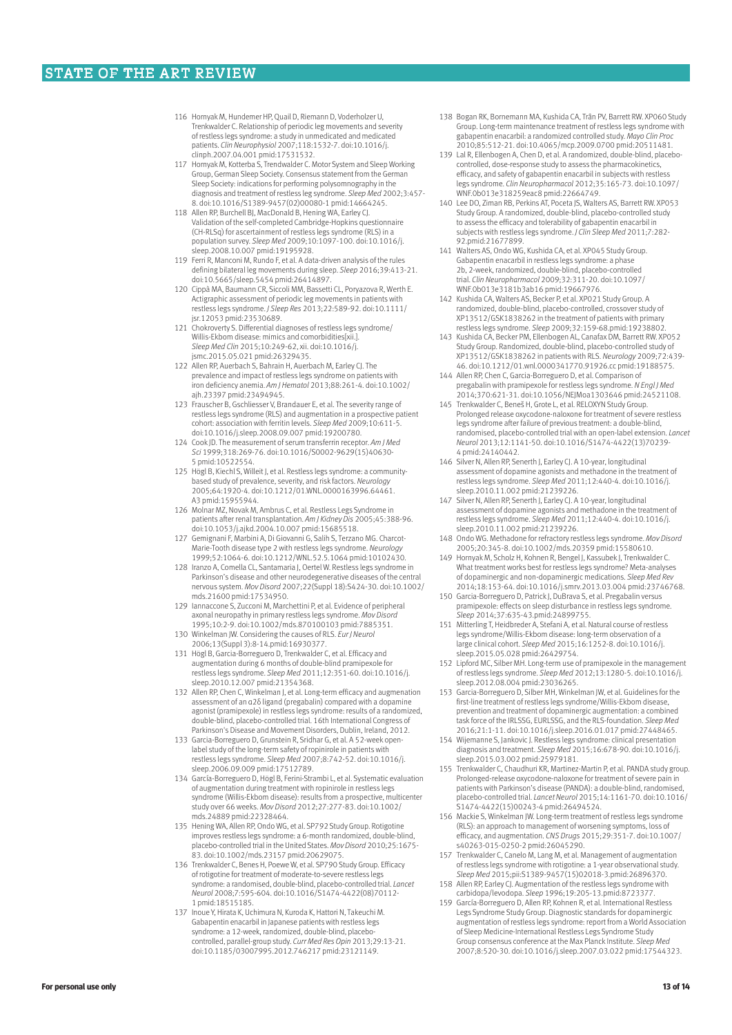116 Hornyak M, Hundemer HP, Quail D, Riemann D, Voderholzer U, Trenkwalder C. Relationship of periodic leg movements and severity of restless legs syndrome: a study in unmedicated and medicated patients. *Clin Neurophysiol* 2007;118:1532-7. doi:10.1016/j.clinph.2007.04.001 pmid:17531532.

117 Hornyak M, Kotterba S, Trendwalder C. Motor System and Sleep Working Group, German Sleep Society. Consensus statement from the German Sleep Society: indications for performing polysomnography in the diagnosis and treatment of restless leg syndrome. *Sleep Med* 2002;3:457-8. doi:10.1016/S1389-9457(02)00080-1 pmid:14664245.

118 Allen RP, Burchell BJ, MacDonald B, Hening WA, Earley CJ. Validation of the self-completed Cambridge-Hopkins questionnaire (CH-RLSq) for ascertainment of restless legs syndrome (RLS) in a population survey. *Sleep Med* 2009;10:1097-100. doi:10.1016/j.sleep.2008.10.007 pmid:19195928.

119 Ferri R, Manconi M, Rundo F, et al. A data-driven analysis of the rules defining bilateral leg movements during sleep. *Sleep* 2016;39:413-21. doi:10.5665/sleep.5454 pmid:26414897.

120 Cippà MA, Baumann CR, Siccoli MM, Bassetti CL, Poryazova R, Werth E. Actigraphic assessment of periodic leg movements in patients with restless legs syndrome. *J Sleep Res* 2013;22:589-92. doi:10.1111/jsr.12053 pmid:23530689.

121 Chokroverty S. Differential diagnoses of restless legs syndrome/Willis-Ekbom disease: mimics and comorbidities[xii.]. *Sleep Med Clin* 2015;10:249-62, xii. doi:10.1016/j.jsmc.2015.05.021 pmid:26329435.

122 Allen RP, Auerbach S, Bahrain H, Auerbach M, Earley CJ. The prevalence and impact of restless legs syndrome on patients with iron deficiency anemia. *Am J Hematol* 2013;88:261-4. doi:10.1002/ajh.23397 pmid:23494945.

123 Frauscher B, Gschliesser V, Brandauer E, et al. The severity range of restless legs syndrome (RLS) and augmentation in a prospective patient cohort: association with ferritin levels. *Sleep Med* 2009;10:611-5. doi:10.1016/j.sleep.2008.09.007 pmid:19200780.

124 Cook JD. The measurement of serum transferrin receptor. *Am J Med Sci* 1999;318:269-76. doi:10.1016/S0002-9629(15)40630-5 pmid:10522554.

125 Högl B, Kiechl S, Willeit J, et al. Restless legs syndrome: a community-based study of prevalence, severity, and risk factors. *Neurology* 2005;64:1920-4. doi:10.1212/01.WNL.0000163996.64461.A3 pmid:15955944.

126 Molnar MZ, Novak M, Ambrus C, et al. Restless Legs Syndrome in patients after renal transplantation. *Am J Kidney Dis* 2005;45:388-96. doi:10.1053/j.ajkd.2004.10.007 pmid:15685518.

127 Gemignani F, Marbini A, Di Giovanni G, Salih S, Terzano MG. Charcot-Marie-Tooth disease type 2 with restless legs syndrome. *Neurology* 1999;52:1064-6. doi:10.1212/WNL.52.5.1064 pmid:10102430.

128 Iranzo A, Comella CL, Santamaria J, Oertel W. Restless legs syndrome in Parkinson's disease and other neurodegenerative diseases of the central nervous system. *Mov Disord* 2007;22(Suppl 18):S424-30. doi:10.1002/mds.21600 pmid:17534950.

129 Iannaccone S, Zucconi M, Marchettini P, et al. Evidence of peripheral axonal neuropathy in primary restless legs syndrome. *Mov Disord* 1995;10:2-9. doi:10.1002/mds.870100103 pmid:7885351.

130 Winkelman JW. Considering the causes of RLS. *Eur J Neurol* 2006;13(Suppl 3):8-14.pmid:16930377.

131 Högl B, Garcia-Borreguero D, Trenkwalder C, et al. Efficacy and augmentation during 6 months of double-blind pramipexole for restless legs syndrome. *Sleep Med* 2011;12:351-60. doi:10.1016/j.sleep.2010.12.007 pmid:21354368.

132 Allen RP, Chen C, Winkelman J, et al. Long-term efficacy and augmenation assessment of an α2δ ligand (pregabalin) compared with a dopamine agonist (pramipexole) in restless legs syndrome: results of a randomized, double-blind, placebo-controlled trial. 16th International Congress of Parkinson's Disease and Movement Disorders, Dublin, Ireland, 2012.

133 Garcia-Borreguero D, Grunstein R, Sridhar G, et al. A 52-week open-label study of the long-term safety of ropinirole in patients with restless legs syndrome. *Sleep Med* 2007;8:742-52. doi:10.1016/j.sleep.2006.09.009 pmid:17512789.

134 García-Borreguero D, Högl B, Ferini-Strambi L, et al. Systematic evaluation of augmentation during treatment with ropinirole in restless legs syndrome (Willis-Ekbom disease): results from a prospective, multicenter study over 66 weeks. *Mov Disord* 2012;27:277-83. doi:10.1002/mds.24889 pmid:22328464.

135 Hening WA, Allen RP, Ondo WG, et al. SP792 Study Group. Rotigotine improves restless legs syndrome: a 6-month randomized, double-blind, placebo-controlled trial in the United States. *Mov Disord* 2010;25:1675-83. doi:10.1002/mds.23157 pmid:20629075.

136 Trenkwalder C, Benes H, Poewe W, et al. SP790 Study Group. Efficacy of rotigotine for treatment of moderate-to-severe restless legs syndrome: a randomised, double-blind, placebo-controlled trial. *Lancet Neurol* 2008;7:595-604. doi:10.1016/S1474-4422(08)70112-1 pmid:18515185.

137 Inoue Y, Hirata K, Uchimura N, Kuroda K, Hattori N, Takeuchi M. Gabapentin enacarbil in Japanese patients with restless legs syndrome: a 12-week, randomized, double-blind, placebo-controlled, parallel-group study. *Curr Med Res Opin* 2013;29:13-21. doi:10.1185/03007995.2012.746217 pmid:23121149.

138 Bogan RK, Bornemann MA, Kushida CA, Trân PV, Barrett RW. XP060 Study Group. Long-term maintenance treatment of restless legs syndrome with gabapentin enacarbil: a randomized controlled study. *Mayo Clin Proc* 2010;85:512-21. doi:10.4065/mcp.2009.0700 pmid:20511481.

139 Lal R, Ellenbogen A, Chen D, et al. A randomized, double-blind, placebo-controlled, dose-response study to assess the pharmacokinetics, efficacy, and safety of gabapentin enacarbil in subjects with restless legs syndrome. *Clin Neuropharmacol* 2012;35:165-73. doi:10.1097/WNF.0b013e318259eac8 pmid:22664749.

140 Lee DO, Ziman RB, Perkins AT, Poceta JS, Walters AS, Barrett RW. XP053 Study Group. A randomized, double-blind, placebo-controlled study to assess the efficacy and tolerability of gabapentin enacarbil in subjects with restless legs syndrome. *J Clin Sleep Med* 2011;7:282-92.pmid:21677899.

141 Walters AS, Ondo WG, Kushida CA, et al. XP045 Study Group. Gabapentin enacarbil in restless legs syndrome: a phase 2b, 2-week, randomized, double-blind, placebo-controlled trial. *Clin Neuropharmacol* 2009;32:311-20. doi:10.1097/WNF.0b013e3181b3ab16 pmid:19667976.

142 Kushida CA, Walters AS, Becker P, et al. XP021 Study Group. A randomized, double-blind, placebo-controlled, crossover study of XP13512/GSK1838262 in the treatment of patients with primary restless legs syndrome. *Sleep* 2009;32:159-68.pmid:19238802.

143 Kushida CA, Becker PM, Ellenbogen AL, Canafax DM, Barrett RW. XP052 Study Group. Randomized, double-blind, placebo-controlled study of XP13512/GSK1838262 in patients with RLS. *Neurology* 2009;72:439-46. doi:10.1212/01.wnl.0000341770.91926.cc pmid:19188575.

144 Allen RP, Chen C, Garcia-Borreguero D, et al. Comparison of pregabalin with pramipexole for restless legs syndrome. *N Engl J Med* 2014;370:621-31. doi:10.1056/NEJMoa1303646 pmid:24521108.

145 Trenkwalder C, Beneš H, Grote L, et al. RELOXYN Study Group. Prolonged release oxycodone-naloxone for treatment of severe restless legs syndrome after failure of previous treatment: a double-blind, randomised, placebo-controlled trial with an open-label extension. *Lancet Neurol* 2013;12:1141-50. doi:10.1016/S1474-4422(13)70239-4 pmid:24140442.

146 Silver N, Allen RP, Senerth J, Earley CJ. A 10-year, longitudinal assessment of dopamine agonists and methadone in the treatment of restless legs syndrome. *Sleep Med* 2011;12:440-4. doi:10.1016/j.sleep.2010.11.002 pmid:21239226.

147 Silver N, Allen RP, Senerth J, Earley CJ. A 10-year, longitudinal assessment of dopamine agonists and methadone in the treatment of restless legs syndrome. *Sleep Med* 2011;12:440-4. doi:10.1016/j.sleep.2010.11.002 pmid:21239226.

148 Ondo WG. Methadone for refractory restless legs syndrome. *Mov Disord* 2005;20:345-8. doi:10.1002/mds.20359 pmid:15580610.

149 Hornyak M, Scholz H, Kohnen R, Bengel J, Kassubek J, Trenkwalder C. What treatment works best for restless legs syndrome? Meta-analyses of dopaminergic and non-dopaminergic medications. *Sleep Med Rev* 2014;18:153-64. doi:10.1016/j.smrv.2013.03.004 pmid:23746768.

150 Garcia-Borreguero D, Patrick J, DuBrava S, et al. Pregabalin versus pramipexole: effects on sleep disturbance in restless legs syndrome. *Sleep* 2014;37:635-43.pmid:24899755.

151 Mitterling T, Heidbreder A, Stefani A, et al. Natural course of restless legs syndrome/Willis-Ekbom disease: long-term observation of a large clinical cohort. *Sleep Med* 2015;16:1252-8. doi:10.1016/j.sleep.2015.05.028 pmid:26429754.

152 Lipford MC, Silber MH. Long-term use of pramipexole in the management of restless legs syndrome. *Sleep Med* 2012;13:1280-5. doi:10.1016/j.sleep.2012.08.004 pmid:23036265.

153 Garcia-Borreguero D, Silber MH, Winkelman JW, et al. Guidelines for the first-line treatment of restless legs syndrome/Willis-Ekbom disease, prevention and treatment of dopaminergic augmentation: a combined task force of the IRLSSG, EURLSSG, and the RLS-foundation. *Sleep Med* 2016;21:1-11. doi:10.1016/j.sleep.2016.01.017 pmid:27448465.

154 Wijemanne S, Jankovic J. Restless legs syndrome: clinical presentation diagnosis and treatment. *Sleep Med* 2015;16:678-90. doi:10.1016/j.sleep.2015.03.002 pmid:25979181.

155 Trenkwalder C, Chaudhuri KR, Martinez-Martin P, et al. PANDA study group. Prolonged-release oxycodone-naloxone for treatment of severe pain in patients with Parkinson's disease (PANDA): a double-blind, randomised, placebo-controlled trial. *Lancet Neurol* 2015;14:1161-70. doi:10.1016/S1474-4422(15)00243-4 pmid:26494524.

156 Mackie S, Winkelman JW. Long-term treatment of restless legs syndrome (RLS): an approach to management of worsening symptoms, loss of efficacy, and augmentation. *CNS Drugs* 2015;29:351-7. doi:10.1007/s40263-015-0250-2 pmid:26045290.

157 Trenkwalder C, Canelo M, Lang M, et al. Management of augmentation of restless legs syndrome with rotigotine: a 1-year observational study. *Sleep Med* 2015;pii:S1389-9457(15)02018-3.pmid:26896370.

158 Allen RP, Earley CJ. Augmentation of the restless legs syndrome with carbidopa/levodopa. *Sleep* 1996;19:205-13.pmid:8723377.

159 García-Borreguero D, Allen RP, Kohnen R, et al. International Restless Legs Syndrome Study Group. Diagnostic standards for dopaminergic augmentation of restless legs syndrome: report from a World Association of Sleep Medicine-International Restless Legs Syndrome Study Group consensus conference at the Max Planck Institute. *Sleep Med* 2007;8:520-30. doi:10.1016/j.sleep.2007.03.022 pmid:17544323.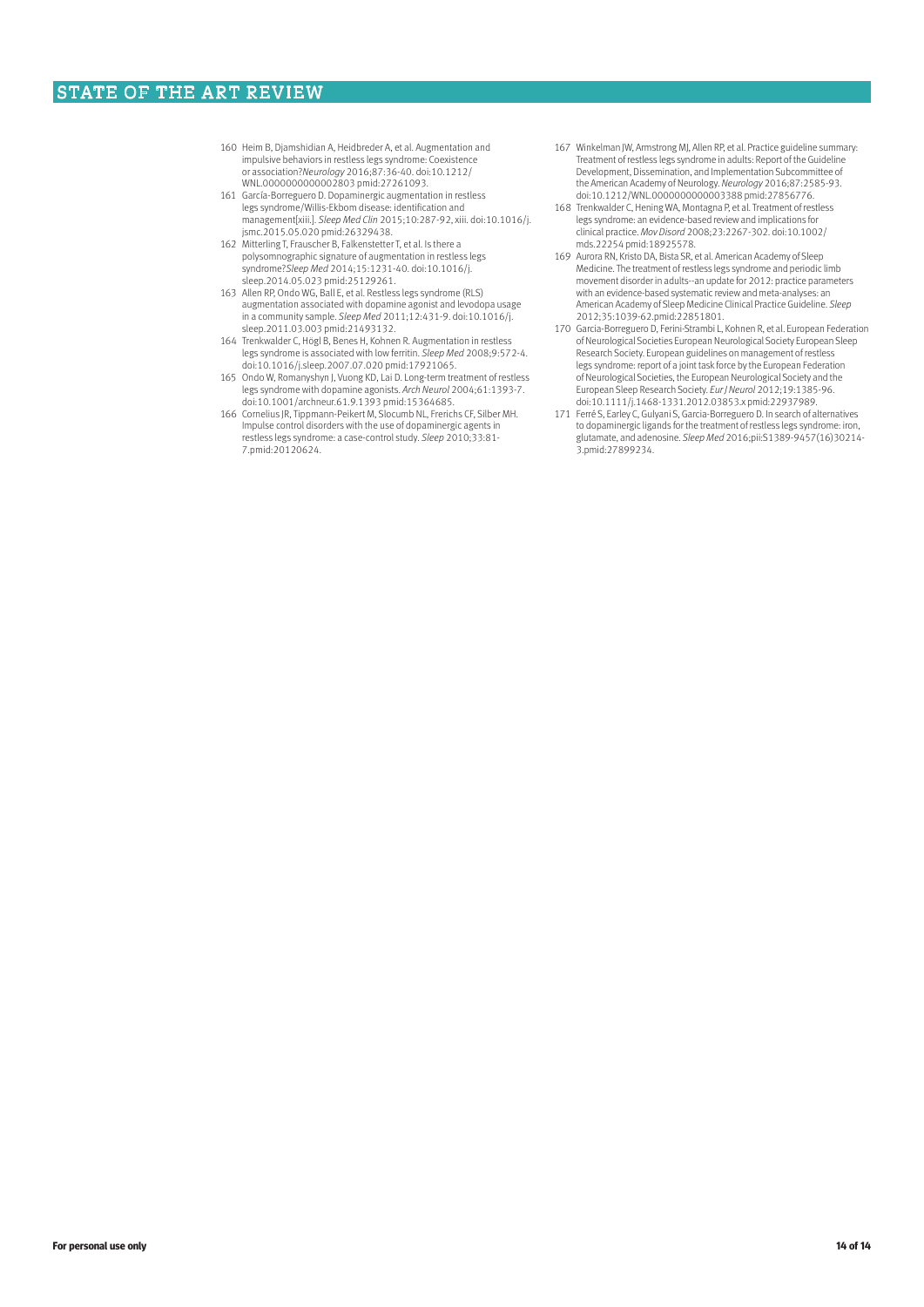160 Heim B, Djamshidian A, Heidbreder A, et al. Augmentation and impulsive behaviors in restless legs syndrome: Coexistence or association?*Neurology* 2016;87:36-40. doi:10.1212/WNL.0000000000002803 pmid:27261093.

161 García-Borreguero D. Dopaminergic augmentation in restless legs syndrome/Willis-Ekbom disease: identification and management[xiii.]. *Sleep Med Clin* 2015;10:287-92, xiii. doi:10.1016/j.jsmc.2015.05.020 pmid:26329438.

162 Mitterling T, Frauscher B, Falkenstetter T, et al. Is there a polysomnographic signature of augmentation in restless legs syndrome?*Sleep Med* 2014;15:1231-40. doi:10.1016/j.sleep.2014.05.023 pmid:25129261.

163 Allen RP, Ondo WG, Ball E, et al. Restless legs syndrome (RLS) augmentation associated with dopamine agonist and levodopa usage in a community sample. *Sleep Med* 2011;12:431-9. doi:10.1016/j.sleep.2011.03.003 pmid:21493132.

164 Trenkwalder C, Högl B, Benes H, Kohnen R. Augmentation in restless legs syndrome is associated with low ferritin. *Sleep Med* 2008;9:572-4. doi:10.1016/j.sleep.2007.07.020 pmid:17921065.

165 Ondo W, Romanyshyn J, Vuong KD, Lai D. Long-term treatment of restless legs syndrome with dopamine agonists. *Arch Neurol* 2004;61:1393-7. doi:10.1001/archneur.61.9.1393 pmid:15364685.

166 Cornelius JR, Tippmann-Peikert M, Slocumb NL, Frerichs CF, Silber MH. Impulse control disorders with the use of dopaminergic agents in restless legs syndrome: a case-control study. *Sleep* 2010;33:81-7.pmid:20120624.

167 Winkelman JW, Armstrong MJ, Allen RP, et al. Practice guideline summary: Treatment of restless legs syndrome in adults: Report of the Guideline Development, Dissemination, and Implementation Subcommittee of the American Academy of Neurology. *Neurology* 2016;87:2585-93. doi:10.1212/WNL.0000000000003388 pmid:27856776.

168 Trenkwalder C, Hening WA, Montagna P, et al. Treatment of restless legs syndrome: an evidence-based review and implications for clinical practice. *Mov Disord* 2008;23:2267-302. doi:10.1002/mds.22254 pmid:18925578.

169 Aurora RN, Kristo DA, Bista SR, et al. American Academy of Sleep Medicine. The treatment of restless legs syndrome and periodic limb movement disorder in adults--an update for 2012: practice parameters with an evidence-based systematic review and meta-analyses: an American Academy of Sleep Medicine Clinical Practice Guideline. *Sleep* 2012;35:1039-62.pmid:22851801.

170 Garcia-Borreguero D, Ferini-Strambi L, Kohnen R, et al. European Federation of Neurological Societies European Neurological Society European Sleep Research Society. European guidelines on management of restless legs syndrome: report of a joint task force by the European Federation of Neurological Societies, the European Neurological Society and the European Sleep Research Society. *Eur J Neurol* 2012;19:1385-96. doi:10.1111/j.1468-1331.2012.03853.x pmid:22937989.

171 Ferré S, Earley C, Gulyani S, Garcia-Borreguero D. In search of alternatives to dopaminergic ligands for the treatment of restless legs syndrome: iron, glutamate, and adenosine. *Sleep Med* 2016;pii:S1389-9457(16)30214-3.pmid:27899234.